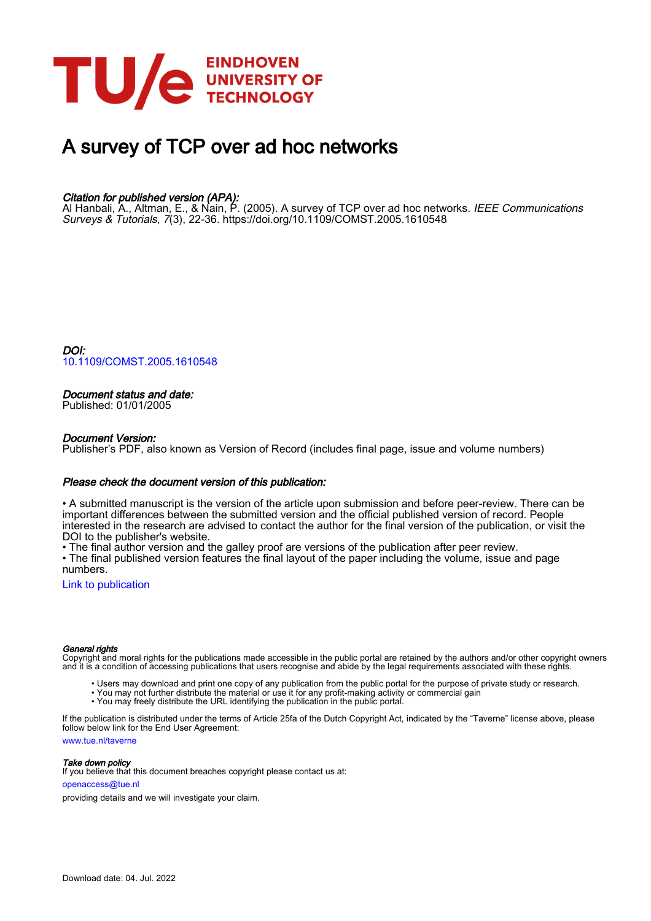# A survey of TCP over ad hoc networks

*Citation for published version (APA):*
Al Hanbali, A., Altman, E., & Nain, P. (2005). A survey of TCP over ad hoc networks. *IEEE Communications Surveys & Tutorials*, *7*(3), 22-36. https://doi.org/10.1109/COMST.2005.1610548

*DOI:*
10.1109/COMST.2005.1610548

*Document status and date:*
Published: 01/01/2005

*Document Version:*
Publisher's PDF, also known as Version of Record (includes final page, issue and volume numbers)

*Please check the document version of this publication:*

• A submitted manuscript is the version of the article upon submission and before peer-review. There can be important differences between the submitted version and the official published version of record. People interested in the research are advised to contact the author for the final version of the publication, or visit the DOI to the publisher's website.
• The final author version and the galley proof are versions of the publication after peer review.
• The final published version features the final layout of the paper including the volume, issue and page numbers.

Link to publication

*General rights*
Copyright and moral rights for the publications made accessible in the public portal are retained by the authors and/or other copyright owners and it is a condition of accessing publications that users recognise and abide by the legal requirements associated with these rights.

- Users may download and print one copy of any publication from the public portal for the purpose of private study or research.
- You may not further distribute the material or use it for any profit-making activity or commercial gain
- You may freely distribute the URL identifying the publication in the public portal.

If the publication is distributed under the terms of Article 25fa of the Dutch Copyright Act, indicated by the "Taverne" license above, please follow below link for the End User Agreement:

www.tue.nl/taverne

*Take down policy*
If you believe that this document breaches copyright please contact us at:

openaccess@tue.nl

providing details and we will investigate your claim.

Download date: 04. Jul. 2022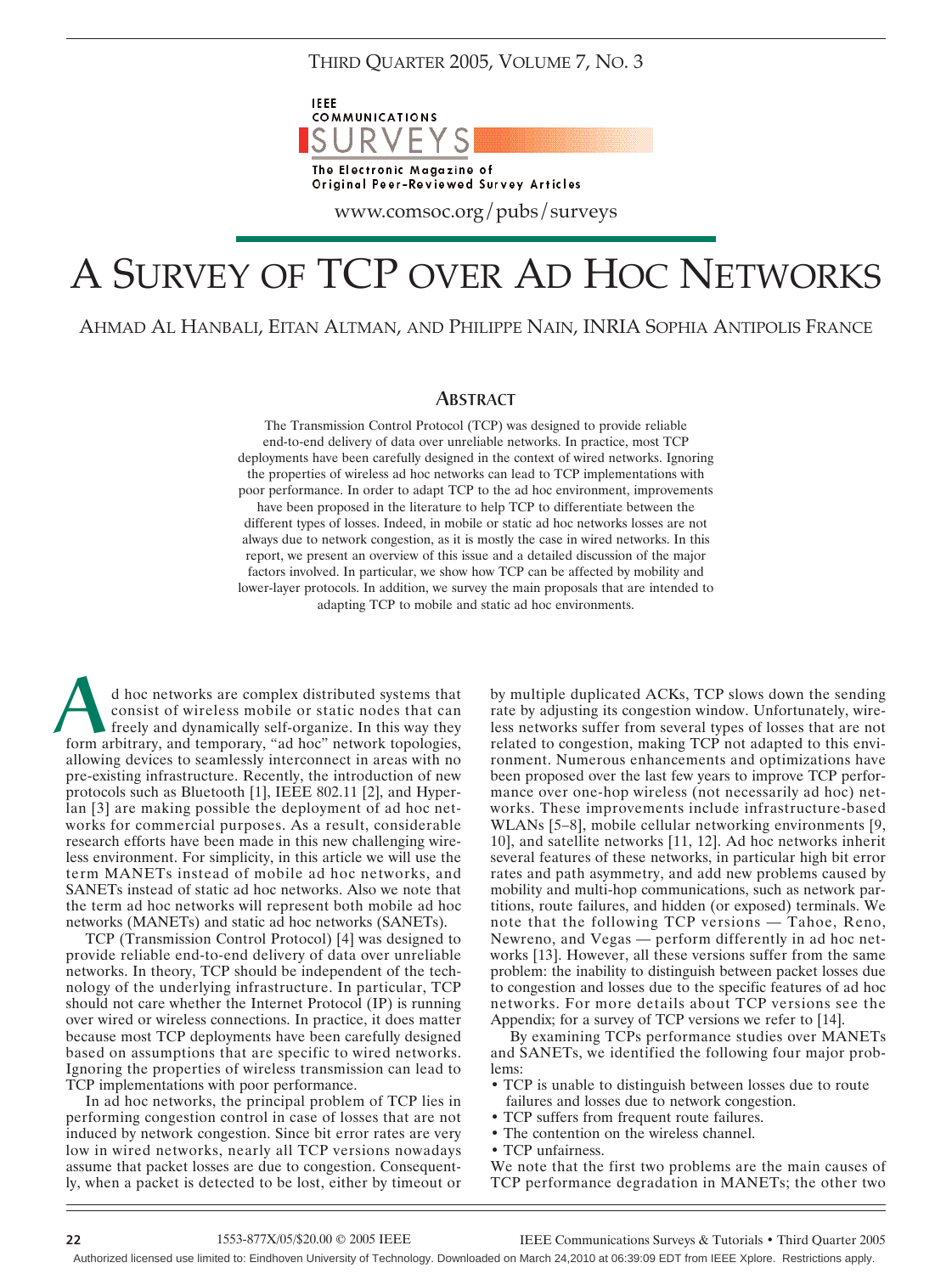THIRD QUARTER 2005, VOLUME 7, NO. 3

IEEE COMMUNICATIONS SURVEYS
The Electronic Magazine of Original Peer-Reviewed Survey Articles

www.comsoc.org/pubs/surveys

# A SURVEY OF TCP OVER AD HOC NETWORKS

AHMAD AL HANBALI, EITAN ALTMAN, AND PHILIPPE NAIN, INRIA SOPHIA ANTIPOLIS FRANCE

## ABSTRACT

The Transmission Control Protocol (TCP) was designed to provide reliable end-to-end delivery of data over unreliable networks. In practice, most TCP deployments have been carefully designed in the context of wired networks. Ignoring the properties of wireless ad hoc networks can lead to TCP implementations with poor performance. In order to adapt TCP to the ad hoc environment, improvements have been proposed in the literature to help TCP to differentiate between the different types of losses. Indeed, in mobile or static ad hoc networks losses are not always due to network congestion, as it is mostly the case in wired networks. In this report, we present an overview of this issue and a detailed discussion of the major factors involved. In particular, we show how TCP can be affected by mobility and lower-layer protocols. In addition, we survey the main proposals that are intended to adapting TCP to mobile and static ad hoc environments.

Ad hoc networks are complex distributed systems that consist of wireless mobile or static nodes that can freely and dynamically self-organize. In this way they form arbitrary, and temporary, "ad hoc" network topologies, allowing devices to seamlessly interconnect in areas with no pre-existing infrastructure. Recently, the introduction of new protocols such as Bluetooth [1], IEEE 802.11 [2], and Hyperlan [3] are making possible the deployment of ad hoc networks for commercial purposes. As a result, considerable research efforts have been made in this new challenging wireless environment. For simplicity, in this article we will use the term MANETs instead of mobile ad hoc networks, and SANETs instead of static ad hoc networks. Also we note that the term ad hoc networks will represent both mobile ad hoc networks (MANETs) and static ad hoc networks (SANETs).

TCP (Transmission Control Protocol) [4] was designed to provide reliable end-to-end delivery of data over unreliable networks. In theory, TCP should be independent of the technology of the underlying infrastructure. In particular, TCP should not care whether the Internet Protocol (IP) is running over wired or wireless connections. In practice, it does matter because most TCP deployments have been carefully designed based on assumptions that are specific to wired networks. Ignoring the properties of wireless transmission can lead to TCP implementations with poor performance.

In ad hoc networks, the principal problem of TCP lies in performing congestion control in case of losses that are not induced by network congestion. Since bit error rates are very low in wired networks, nearly all TCP versions nowadays assume that packet losses are due to congestion. Consequently, when a packet is detected to be lost, either by timeout or by multiple duplicated ACKs, TCP slows down the sending rate by adjusting its congestion window. Unfortunately, wireless networks suffer from several types of losses that are not related to congestion, making TCP not adapted to this environment. Numerous enhancements and optimizations have been proposed over the last few years to improve TCP performance over one-hop wireless (not necessarily ad hoc) networks. These improvements include infrastructure-based WLANs [5–8], mobile cellular networking environments [9, 10], and satellite networks [11, 12]. Ad hoc networks inherit several features of these networks, in particular high bit error rates and path asymmetry, and add new problems caused by mobility and multi-hop communications, such as network partitions, route failures, and hidden (or exposed) terminals. We note that the following TCP versions — Tahoe, Reno, Newreno, and Vegas — perform differently in ad hoc networks [13]. However, all these versions suffer from the same problem: the inability to distinguish between packet losses due to congestion and losses due to the specific features of ad hoc networks. For more details about TCP versions see the Appendix; for a survey of TCP versions we refer to [14].

By examining TCPs performance studies over MANETs and SANETs, we identified the following four major problems:

- TCP is unable to distinguish between losses due to route failures and losses due to network congestion.
- TCP suffers from frequent route failures.
- The contention on the wireless channel.
- TCP unfairness.

We note that the first two problems are the main causes of TCP performance degradation in MANETs; the other two

1553-877X/05/$20.00 © 2005 IEEE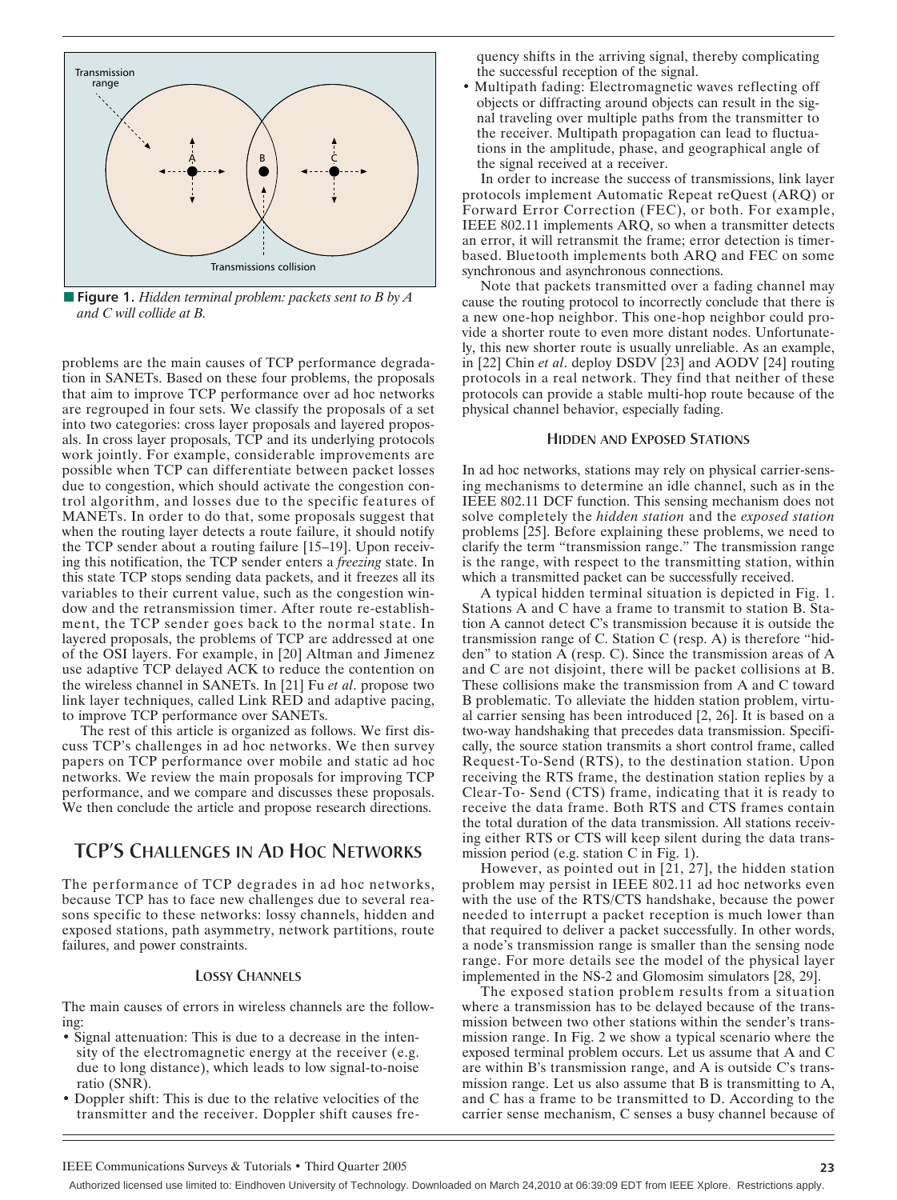**Figure 1.** *Hidden terminal problem: packets sent to B by A and C will collide at B.*

problems are the main causes of TCP performance degradation in SANETs. Based on these four problems, the proposals that aim to improve TCP performance over ad hoc networks are regrouped in four sets. We classify the proposals of a set into two categories: cross layer proposals and layered proposals. In cross layer proposals, TCP and its underlying protocols work jointly. For example, considerable improvements are possible when TCP can differentiate between packet losses due to congestion, which should activate the congestion control algorithm, and losses due to the specific features of MANETs. In order to do that, some proposals suggest that when the routing layer detects a route failure, it should notify the TCP sender about a routing failure [15–19]. Upon receiving this notification, the TCP sender enters a *freezing* state. In this state TCP stops sending data packets, and it freezes all its variables to their current value, such as the congestion window and the retransmission timer. After route re-establishment, the TCP sender goes back to the normal state. In layered proposals, the problems of TCP are addressed at one of the OSI layers. For example, in [20] Altman and Jimenez use adaptive TCP delayed ACK to reduce the contention on the wireless channel in SANETs. In [21] Fu *et al*. propose two link layer techniques, called Link RED and adaptive pacing, to improve TCP performance over SANETs.

The rest of this article is organized as follows. We first discuss TCP's challenges in ad hoc networks. We then survey papers on TCP performance over mobile and static ad hoc networks. We review the main proposals for improving TCP performance, and we compare and discusses these proposals. We then conclude the article and propose research directions.

## TCP's Challenges in Ad Hoc Networks

The performance of TCP degrades in ad hoc networks, because TCP has to face new challenges due to several reasons specific to these networks: lossy channels, hidden and exposed stations, path asymmetry, network partitions, route failures, and power constraints.

### Lossy Channels

The main causes of errors in wireless channels are the following:

- Signal attenuation: This is due to a decrease in the intensity of the electromagnetic energy at the receiver (e.g. due to long distance), which leads to low signal-to-noise ratio (SNR).
- Doppler shift: This is due to the relative velocities of the transmitter and the receiver. Doppler shift causes frequency shifts in the arriving signal, thereby complicating the successful reception of the signal.
- Multipath fading: Electromagnetic waves reflecting off objects or diffracting around objects can result in the signal traveling over multiple paths from the transmitter to the receiver. Multipath propagation can lead to fluctuations in the amplitude, phase, and geographical angle of the signal received at a receiver.

In order to increase the success of transmissions, link layer protocols implement Automatic Repeat reQuest (ARQ) or Forward Error Correction (FEC), or both. For example, IEEE 802.11 implements ARQ, so when a transmitter detects an error, it will retransmit the frame; error detection is timer-based. Bluetooth implements both ARQ and FEC on some synchronous and asynchronous connections.

Note that packets transmitted over a fading channel may cause the routing protocol to incorrectly conclude that there is a new one-hop neighbor. This one-hop neighbor could provide a shorter route to even more distant nodes. Unfortunately, this new shorter route is usually unreliable. As an example, in [22] Chin *et al*. deploy DSDV [23] and AODV [24] routing protocols in a real network. They find that neither of these protocols can provide a stable multi-hop route because of the physical channel behavior, especially fading.

### Hidden and Exposed Stations

In ad hoc networks, stations may rely on physical carrier-sensing mechanisms to determine an idle channel, such as in the IEEE 802.11 DCF function. This sensing mechanism does not solve completely the *hidden station* and the *exposed station* problems [25]. Before explaining these problems, we need to clarify the term "transmission range." The transmission range is the range, with respect to the transmitting station, within which a transmitted packet can be successfully received.

A typical hidden terminal situation is depicted in Fig. 1. Stations A and C have a frame to transmit to station B. Station A cannot detect C's transmission because it is outside the transmission range of C. Station C (resp. A) is therefore "hidden" to station A (resp. C). Since the transmission areas of A and C are not disjoint, there will be packet collisions at B. These collisions make the transmission from A and C toward B problematic. To alleviate the hidden station problem, virtual carrier sensing has been introduced [2, 26]. It is based on a two-way handshaking that precedes data transmission. Specifically, the source station transmits a short control frame, called Request-To-Send (RTS), to the destination station. Upon receiving the RTS frame, the destination station replies by a Clear-To- Send (CTS) frame, indicating that it is ready to receive the data frame. Both RTS and CTS frames contain the total duration of the data transmission. All stations receiving either RTS or CTS will keep silent during the data transmission period (e.g. station C in Fig. 1).

However, as pointed out in [21, 27], the hidden station problem may persist in IEEE 802.11 ad hoc networks even with the use of the RTS/CTS handshake, because the power needed to interrupt a packet reception is much lower than that required to deliver a packet successfully. In other words, a node's transmission range is smaller than the sensing node range. For more details see the model of the physical layer implemented in the NS-2 and Glomosim simulators [28, 29].

The exposed station problem results from a situation where a transmission has to be delayed because of the transmission between two other stations within the sender's transmission range. In Fig. 2 we show a typical scenario where the exposed terminal problem occurs. Let us assume that A and C are within B's transmission range, and A is outside C's transmission range. Let us also assume that B is transmitting to A, and C has a frame to be transmitted to D. According to the carrier sense mechanism, C senses a busy channel because of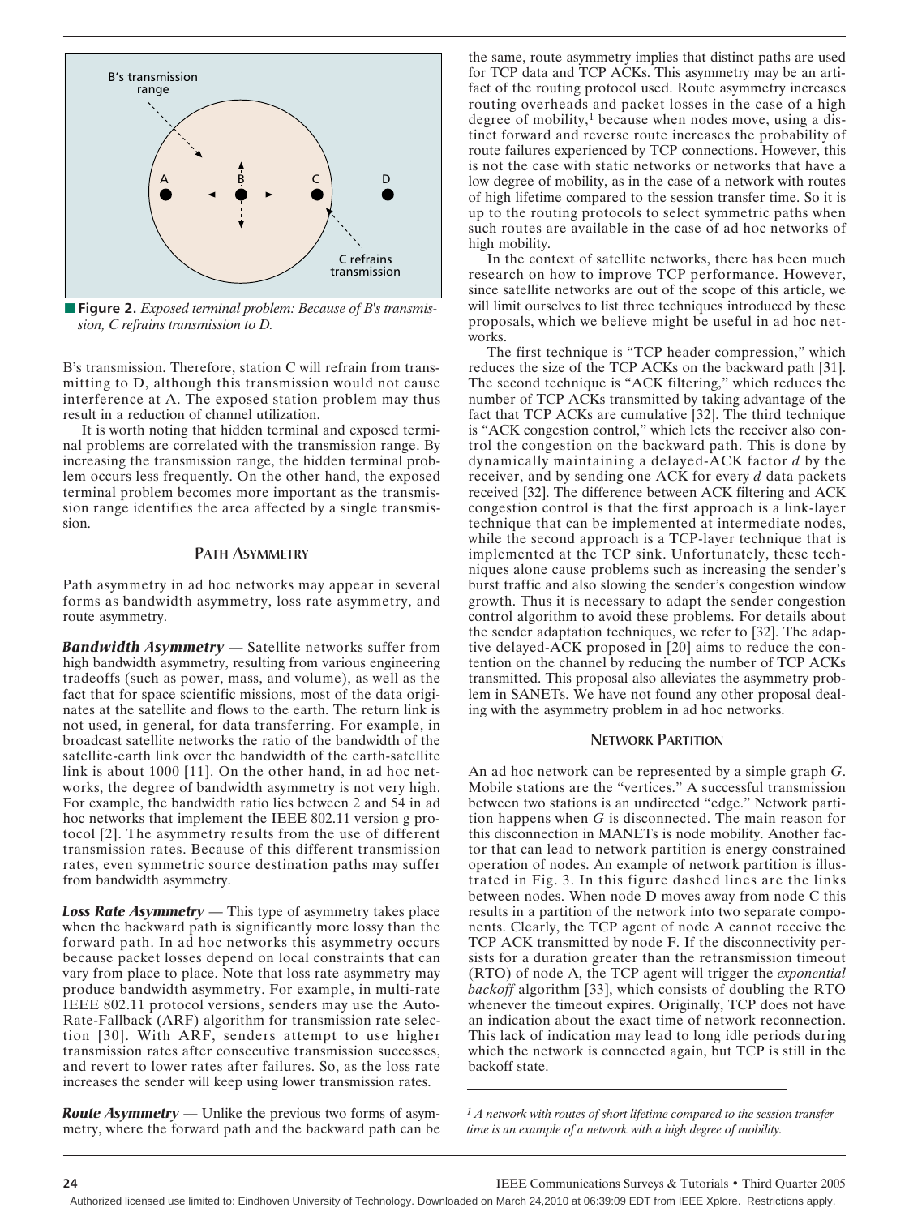**Figure 2.** *Exposed terminal problem: Because of B's transmission, C refrains transmission to D.*

B's transmission. Therefore, station C will refrain from transmitting to D, although this transmission would not cause interference at A. The exposed station problem may thus result in a reduction of channel utilization.

It is worth noting that hidden terminal and exposed terminal problems are correlated with the transmission range. By increasing the transmission range, the hidden terminal problem occurs less frequently. On the other hand, the exposed terminal problem becomes more important as the transmission range identifies the area affected by a single transmission.

## Path Asymmetry

Path asymmetry in ad hoc networks may appear in several forms as bandwidth asymmetry, loss rate asymmetry, and route asymmetry.

***Bandwidth Asymmetry*** — Satellite networks suffer from high bandwidth asymmetry, resulting from various engineering tradeoffs (such as power, mass, and volume), as well as the fact that for space scientific missions, most of the data originates at the satellite and flows to the earth. The return link is not used, in general, for data transferring. For example, in broadcast satellite networks the ratio of the bandwidth of the satellite-earth link over the bandwidth of the earth-satellite link is about 1000 [11]. On the other hand, in ad hoc networks, the degree of bandwidth asymmetry is not very high. For example, the bandwidth ratio lies between 2 and 54 in ad hoc networks that implement the IEEE 802.11 version g protocol [2]. The asymmetry results from the use of different transmission rates. Because of this different transmission rates, even symmetric source destination paths may suffer from bandwidth asymmetry.

***Loss Rate Asymmetry*** — This type of asymmetry takes place when the backward path is significantly more lossy than the forward path. In ad hoc networks this asymmetry occurs because packet losses depend on local constraints that can vary from place to place. Note that loss rate asymmetry may produce bandwidth asymmetry. For example, in multi-rate IEEE 802.11 protocol versions, senders may use the Auto-Rate-Fallback (ARF) algorithm for transmission rate selection [30]. With ARF, senders attempt to use higher transmission rates after consecutive transmission successes, and revert to lower rates after failures. So, as the loss rate increases the sender will keep using lower transmission rates.

***Route Asymmetry*** — Unlike the previous two forms of asymmetry, where the forward path and the backward path can be the same, route asymmetry implies that distinct paths are used for TCP data and TCP ACKs. This asymmetry may be an artifact of the routing protocol used. Route asymmetry increases routing overheads and packet losses in the case of a high degree of mobility,[1] because when nodes move, using a distinct forward and reverse route increases the probability of route failures experienced by TCP connections. However, this is not the case with static networks or networks that have a low degree of mobility, as in the case of a network with routes of high lifetime compared to the session transfer time. So it is up to the routing protocols to select symmetric paths when such routes are available in the case of ad hoc networks of high mobility.

In the context of satellite networks, there has been much research on how to improve TCP performance. However, since satellite networks are out of the scope of this article, we will limit ourselves to list three techniques introduced by these proposals, which we believe might be useful in ad hoc networks.

The first technique is "TCP header compression," which reduces the size of the TCP ACKs on the backward path [31]. The second technique is "ACK filtering," which reduces the number of TCP ACKs transmitted by taking advantage of the fact that TCP ACKs are cumulative [32]. The third technique is "ACK congestion control," which lets the receiver also control the congestion on the backward path. This is done by dynamically maintaining a delayed-ACK factor $d$ by the receiver, and by sending one ACK for every $d$ data packets received [32]. The difference between ACK filtering and ACK congestion control is that the first approach is a link-layer technique that can be implemented at intermediate nodes, while the second approach is a TCP-layer technique that is implemented at the TCP sink. Unfortunately, these techniques alone cause problems such as increasing the sender's burst traffic and also slowing the sender's congestion window growth. Thus it is necessary to adapt the sender congestion control algorithm to avoid these problems. For details about the sender adaptation techniques, we refer to [32]. The adaptive delayed-ACK proposed in [20] aims to reduce the contention on the channel by reducing the number of TCP ACKs transmitted. This proposal also alleviates the asymmetry problem in SANETs. We have not found any other proposal dealing with the asymmetry problem in ad hoc networks.

## Network Partition

An ad hoc network can be represented by a simple graph $G$. Mobile stations are the "vertices." A successful transmission between two stations is an undirected "edge." Network partition happens when $G$ is disconnected. The main reason for this disconnection in MANETs is node mobility. Another factor that can lead to network partition is energy constrained operation of nodes. An example of network partition is illustrated in Fig. 3. In this figure dashed lines are the links between nodes. When node D moves away from node C this results in a partition of the network into two separate components. Clearly, the TCP agent of node A cannot receive the TCP ACK transmitted by node F. If the disconnectivity persists for a duration greater than the retransmission timeout (RTO) of node A, the TCP agent will trigger the *exponential backoff* algorithm [33], which consists of doubling the RTO whenever the timeout expires. Originally, TCP does not have an indication about the exact time of network reconnection. This lack of indication may lead to long idle periods during which the network is connected again, but TCP is still in the backoff state.

[1] *A network with routes of short lifetime compared to the session transfer time is an example of a network with a high degree of mobility.*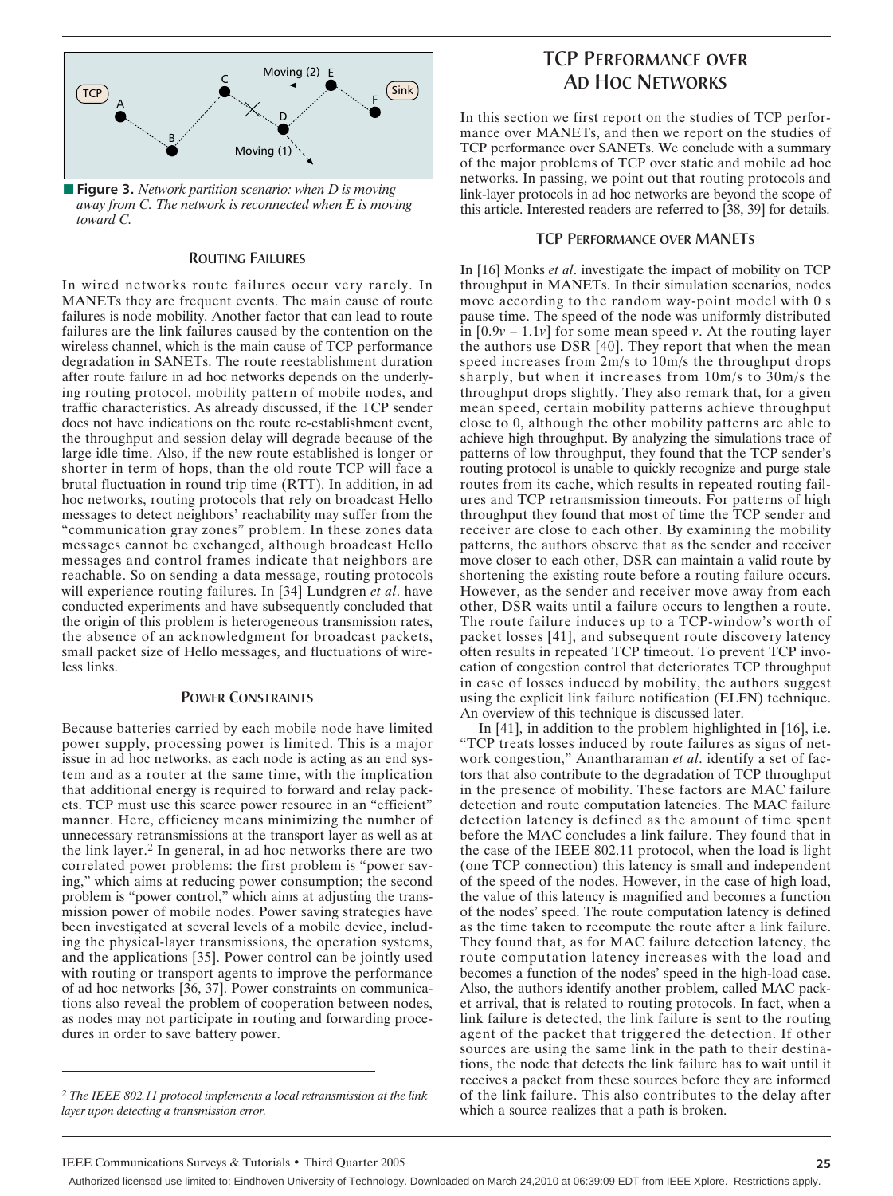**Figure 3.** *Network partition scenario: when D is moving away from C. The network is reconnected when E is moving toward C.*

### ROUTING FAILURES

In wired networks route failures occur very rarely. In MANETs they are frequent events. The main cause of route failures is node mobility. Another factor that can lead to route failures are the link failures caused by the contention on the wireless channel, which is the main cause of TCP performance degradation in SANETs. The route reestablishment duration after route failure in ad hoc networks depends on the underlying routing protocol, mobility pattern of mobile nodes, and traffic characteristics. As already discussed, if the TCP sender does not have indications on the route re-establishment event, the throughput and session delay will degrade because of the large idle time. Also, if the new route established is longer or shorter in term of hops, than the old route TCP will face a brutal fluctuation in round trip time (RTT). In addition, in ad hoc networks, routing protocols that rely on broadcast Hello messages to detect neighbors' reachability may suffer from the "communication gray zones" problem. In these zones data messages cannot be exchanged, although broadcast Hello messages and control frames indicate that neighbors are reachable. So on sending a data message, routing protocols will experience routing failures. In [34] Lundgren *et al*. have conducted experiments and have subsequently concluded that the origin of this problem is heterogeneous transmission rates, the absence of an acknowledgment for broadcast packets, small packet size of Hello messages, and fluctuations of wireless links.

### POWER CONSTRAINTS

Because batteries carried by each mobile node have limited power supply, processing power is limited. This is a major issue in ad hoc networks, as each node is acting as an end system and as a router at the same time, with the implication that additional energy is required to forward and relay packets. TCP must use this scarce power resource in an "efficient" manner. Here, efficiency means minimizing the number of unnecessary retransmissions at the transport layer as well as at the link layer.[2] In general, in ad hoc networks there are two correlated power problems: the first problem is "power saving," which aims at reducing power consumption; the second problem is "power control," which aims at adjusting the transmission power of mobile nodes. Power saving strategies have been investigated at several levels of a mobile device, including the physical-layer transmissions, the operation systems, and the applications [35]. Power control can be jointly used with routing or transport agents to improve the performance of ad hoc networks [36, 37]. Power constraints on communications also reveal the problem of cooperation between nodes, as nodes may not participate in routing and forwarding procedures in order to save battery power.

[2] *The IEEE 802.11 protocol implements a local retransmission at the link layer upon detecting a transmission error.*

## TCP PERFORMANCE OVER AD HOC NETWORKS

In this section we first report on the studies of TCP performance over MANETs, and then we report on the studies of TCP performance over SANETs. We conclude with a summary of the major problems of TCP over static and mobile ad hoc networks. In passing, we point out that routing protocols and link-layer protocols in ad hoc networks are beyond the scope of this article. Interested readers are referred to [38, 39] for details.

### TCP PERFORMANCE OVER MANETS

In [16] Monks *et al*. investigate the impact of mobility on TCP throughput in MANETs. In their simulation scenarios, nodes move according to the random way-point model with 0 s pause time. The speed of the node was uniformly distributed in $[0.9v - 1.1v]$ for some mean speed $v$. At the routing layer the authors use DSR [40]. They report that when the mean speed increases from 2m/s to 10m/s the throughput drops sharply, but when it increases from 10m/s to 30m/s the throughput drops slightly. They also remark that, for a given mean speed, certain mobility patterns achieve throughput close to 0, although the other mobility patterns are able to achieve high throughput. By analyzing the simulations trace of patterns of low throughput, they found that the TCP sender's routing protocol is unable to quickly recognize and purge stale routes from its cache, which results in repeated routing failures and TCP retransmission timeouts. For patterns of high throughput they found that most of time the TCP sender and receiver are close to each other. By examining the mobility patterns, the authors observe that as the sender and receiver move closer to each other, DSR can maintain a valid route by shortening the existing route before a routing failure occurs. However, as the sender and receiver move away from each other, DSR waits until a failure occurs to lengthen a route. The route failure induces up to a TCP-window's worth of packet losses [41], and subsequent route discovery latency often results in repeated TCP timeout. To prevent TCP invocation of congestion control that deteriorates TCP throughput in case of losses induced by mobility, the authors suggest using the explicit link failure notification (ELFN) technique. An overview of this technique is discussed later.

In [41], in addition to the problem highlighted in [16], i.e. "TCP treats losses induced by route failures as signs of network congestion," Anantharaman *et al*. identify a set of factors that also contribute to the degradation of TCP throughput in the presence of mobility. These factors are MAC failure detection and route computation latencies. The MAC failure detection latency is defined as the amount of time spent before the MAC concludes a link failure. They found that in the case of the IEEE 802.11 protocol, when the load is light (one TCP connection) this latency is small and independent of the speed of the nodes. However, in the case of high load, the value of this latency is magnified and becomes a function of the nodes' speed. The route computation latency is defined as the time taken to recompute the route after a link failure. They found that, as for MAC failure detection latency, the route computation latency increases with the load and becomes a function of the nodes' speed in the high-load case. Also, the authors identify another problem, called MAC packet arrival, that is related to routing protocols. In fact, when a link failure is detected, the link failure is sent to the routing agent of the packet that triggered the detection. If other sources are using the same link in the path to their destinations, the node that detects the link failure has to wait until it receives a packet from these sources before they are informed of the link failure. This also contributes to the delay after which a source realizes that a path is broken.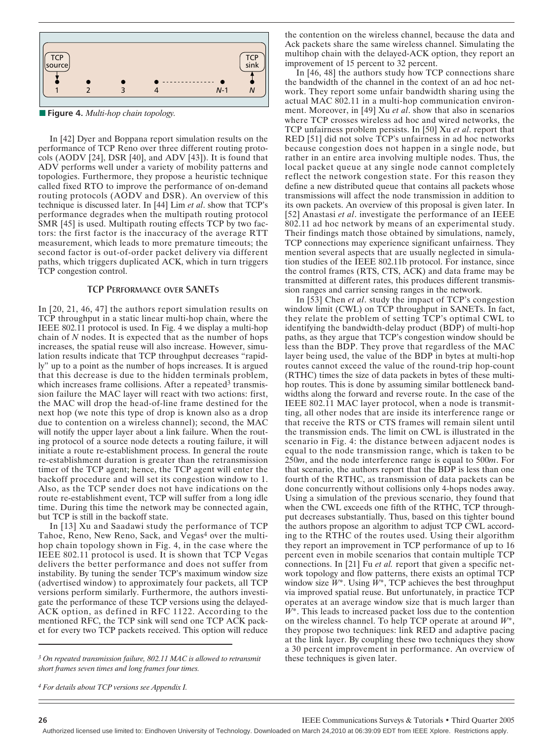■ **Figure 4.** *Multi-hop chain topology.*

In [42] Dyer and Boppana report simulation results on the performance of TCP Reno over three different routing protocols (AODV [24], DSR [40], and ADV [43]). It is found that ADV performs well under a variety of mobility patterns and topologies. Furthermore, they propose a heuristic technique called fixed RTO to improve the performance of on-demand routing protocols (AODV and DSR). An overview of this technique is discussed later. In [44] Lim *et al*. show that TCP's performance degrades when the multipath routing protocol SMR [45] is used. Multipath routing effects TCP by two factors: the first factor is the inaccuracy of the average RTT measurement, which leads to more premature timeouts; the second factor is out-of-order packet delivery via different paths, which triggers duplicated ACK, which in turn triggers TCP congestion control.

### TCP PERFORMANCE OVER SANETS

In [20, 21, 46, 47] the authors report simulation results on TCP throughput in a static linear multi-hop chain, where the IEEE 802.11 protocol is used. In Fig. 4 we display a multi-hop chain of *N* nodes. It is expected that as the number of hops increases, the spatial reuse will also increase. However, simulation results indicate that TCP throughput decreases "rapidly" up to a point as the number of hops increases. It is argued that this decrease is due to the hidden terminals problem, which increases frame collisions. After a repeated[3] transmission failure the MAC layer will react with two actions: first, the MAC will drop the head-of-line frame destined for the next hop (we note this type of drop is known also as a drop due to contention on a wireless channel); second, the MAC will notify the upper layer about a link failure. When the routing protocol of a source node detects a routing failure, it will initiate a route re-establishment process. In general the route re-establishment duration is greater than the retransmission timer of the TCP agent; hence, the TCP agent will enter the backoff procedure and will set its congestion window to 1. Also, as the TCP sender does not have indications on the route re-establishment event, TCP will suffer from a long idle time. During this time the network may be connected again, but TCP is still in the backoff state.

In [13] Xu and Saadawi study the performance of TCP Tahoe, Reno, New Reno, Sack, and Vegas[4] over the multihop chain topology shown in Fig. 4, in the case where the IEEE 802.11 protocol is used. It is shown that TCP Vegas delivers the better performance and does not suffer from instability. By tuning the sender TCP's maximum window size (advertised window) to approximately four packets, all TCP versions perform similarly. Furthermore, the authors investigate the performance of these TCP versions using the delayed-ACK option, as defined in RFC 1122. According to the mentioned RFC, the TCP sink will send one TCP ACK packet for every two TCP packets received. This option will reduce the contention on the wireless channel, because the data and Ack packets share the same wireless channel. Simulating the multihop chain with the delayed-ACK option, they report an improvement of 15 percent to 32 percent.

In [46, 48] the authors study how TCP connections share the bandwidth of the channel in the context of an ad hoc network. They report some unfair bandwidth sharing using the actual MAC 802.11 in a multi-hop communication environment. Moreover, in [49] Xu *et al*. show that also in scenarios where TCP crosses wireless ad hoc and wired networks, the TCP unfairness problem persists. In [50] Xu *et al*. report that RED [51] did not solve TCP's unfairness in ad hoc networks because congestion does not happen in a single node, but rather in an entire area involving multiple nodes. Thus, the local packet queue at any single node cannot completely reflect the network congestion state. For this reason they define a new distributed queue that contains all packets whose transmissions will affect the node transmission in addition to its own packets. An overview of this proposal is given later. In [52] Anastasi *et al*. investigate the performance of an IEEE 802.11 ad hoc network by means of an experimental study. Their findings match those obtained by simulations, namely, TCP connections may experience significant unfairness. They mention several aspects that are usually neglected in simulation studies of the IEEE 802.11b protocol. For instance, since the control frames (RTS, CTS, ACK) and data frame may be transmitted at different rates, this produces different transmission ranges and carrier sensing ranges in the network.

In [53] Chen *et al*. study the impact of TCP's congestion window limit (CWL) on TCP throughput in SANETs. In fact, they relate the problem of setting TCP's optimal CWL to identifying the bandwidth-delay product (BDP) of multi-hop paths, as they argue that TCP's congestion window should be less than the BDP. They prove that regardless of the MAC layer being used, the value of the BDP in bytes at multi-hop routes cannot exceed the value of the round-trip hop-count (RTHC) times the size of data packets in bytes of these multihop routes. This is done by assuming similar bottleneck bandwidths along the forward and reverse route. In the case of the IEEE 802.11 MAC layer protocol, when a node is transmitting, all other nodes that are inside its interference range or that receive the RTS or CTS frames will remain silent until the transmission ends. The limit on CWL is illustrated in the scenario in Fig. 4: the distance between adjacent nodes is equal to the node transmission range, which is taken to be 250*m*, and the node interference range is equal to 500*m*. For that scenario, the authors report that the BDP is less than one fourth of the RTHC, as transmission of data packets can be done concurrently without collisions only 4-hops nodes away. Using a simulation of the previous scenario, they found that when the CWL exceeds one fifth of the RTHC, TCP throughput decreases substantially. Thus, based on this tighter bound the authors propose an algorithm to adjust TCP CWL according to the RTHC of the routes used. Using their algorithm they report an improvement in TCP performance of up to 16 percent even in mobile scenarios that contain multiple TCP connections. In [21] Fu *et al.* report that given a specific network topology and flow patterns, there exists an optimal TCP window size $W^*$. Using $W^*$, TCP achieves the best throughput via improved spatial reuse. But unfortunately, in practice TCP operates at an average window size that is much larger than $W^*$. This leads to increased packet loss due to the contention on the wireless channel. To help TCP operate at around $W^*$, they propose two techniques: link RED and adaptive pacing at the link layer. By coupling these two techniques they show a 30 percent improvement in performance. An overview of these techniques is given later.

---

[3] *On repeated transmission failure, 802.11 MAC is allowed to retransmit short frames seven times and long frames four times.*

[4] *For details about TCP versions see Appendix I.*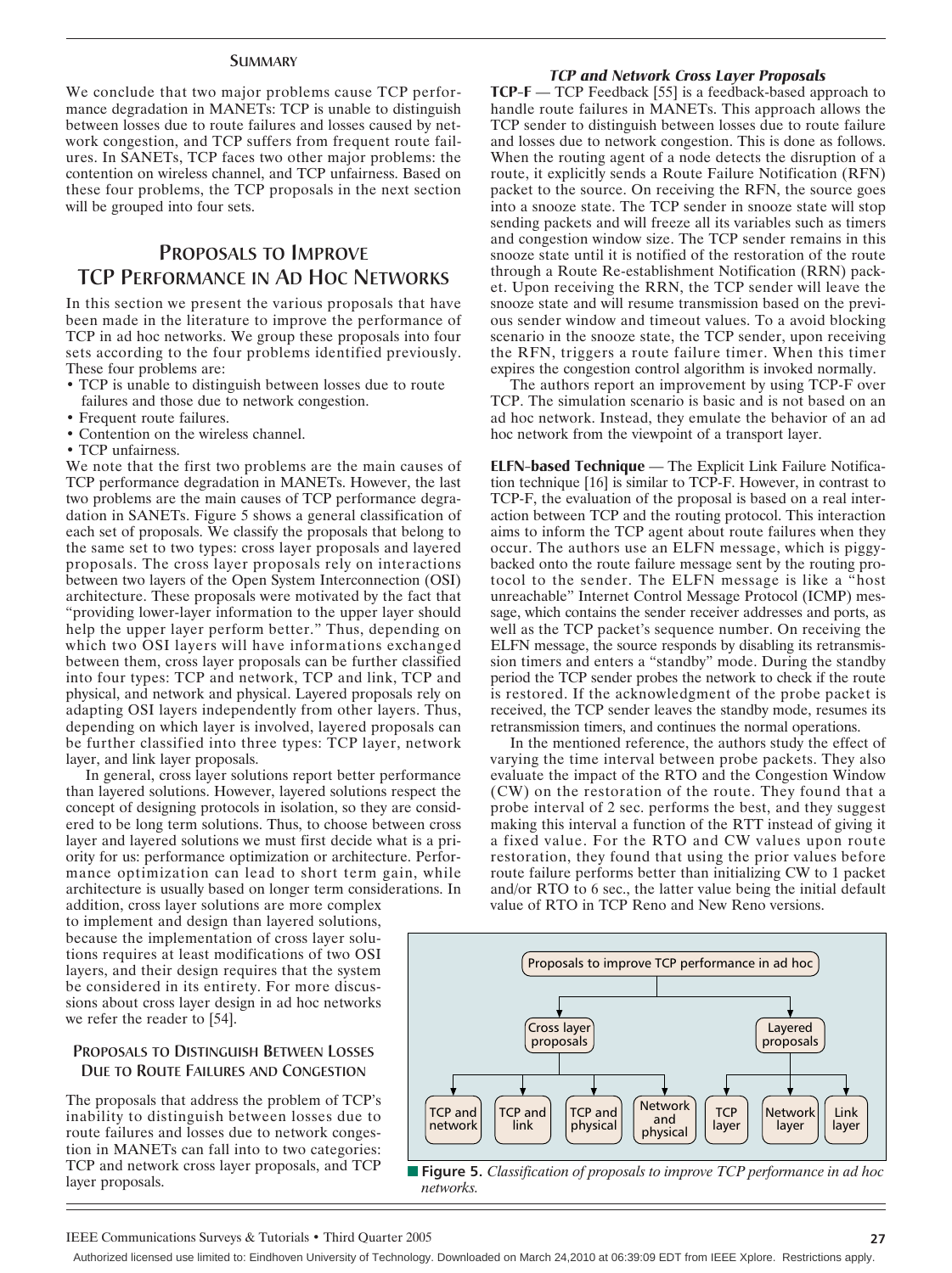## SUMMARY

We conclude that two major problems cause TCP performance degradation in MANETs: TCP is unable to distinguish between losses due to route failures and losses caused by network congestion, and TCP suffers from frequent route failures. In SANETs, TCP faces two other major problems: the contention on wireless channel, and TCP unfairness. Based on these four problems, the TCP proposals in the next section will be grouped into four sets.

# PROPOSALS TO IMPROVE TCP PERFORMANCE IN AD HOC NETWORKS

In this section we present the various proposals that have been made in the literature to improve the performance of TCP in ad hoc networks. We group these proposals into four sets according to the four problems identified previously. These four problems are:

- TCP is unable to distinguish between losses due to route failures and those due to network congestion.
- Frequent route failures.
- Contention on the wireless channel.
- TCP unfairness.

We note that the first two problems are the main causes of TCP performance degradation in MANETs. However, the last two problems are the main causes of TCP performance degradation in SANETs. Figure 5 shows a general classification of each set of proposals. We classify the proposals that belong to the same set to two types: cross layer proposals and layered proposals. The cross layer proposals rely on interactions between two layers of the Open System Interconnection (OSI) architecture. These proposals were motivated by the fact that "providing lower-layer information to the upper layer should help the upper layer perform better." Thus, depending on which two OSI layers will have informations exchanged between them, cross layer proposals can be further classified into four types: TCP and network, TCP and link, TCP and physical, and network and physical. Layered proposals rely on adapting OSI layers independently from other layers. Thus, depending on which layer is involved, layered proposals can be further classified into three types: TCP layer, network layer, and link layer proposals.

In general, cross layer solutions report better performance than layered solutions. However, layered solutions respect the concept of designing protocols in isolation, so they are considered to be long term solutions. Thus, to choose between cross layer and layered solutions we must first decide what is a priority for us: performance optimization or architecture. Performance optimization can lead to short term gain, while architecture is usually based on longer term considerations. In addition, cross layer solutions are more complex to implement and design than layered solutions, because the implementation of cross layer solutions requires at least modifications of two OSI layers, and their design requires that the system be considered in its entirety. For more discussions about cross layer design in ad hoc networks we refer the reader to [54].

## PROPOSALS TO DISTINGUISH BETWEEN LOSSES DUE TO ROUTE FAILURES AND CONGESTION

The proposals that address the problem of TCP's inability to distinguish between losses due to route failures and losses due to network congestion in MANETs can fall into to two categories: TCP and network cross layer proposals, and TCP layer proposals.

### *TCP and Network Cross Layer Proposals*

**TCP-F** — TCP Feedback [55] is a feedback-based approach to handle route failures in MANETs. This approach allows the TCP sender to distinguish between losses due to route failure and losses due to network congestion. This is done as follows. When the routing agent of a node detects the disruption of a route, it explicitly sends a Route Failure Notification (RFN) packet to the source. On receiving the RFN, the source goes into a snooze state. The TCP sender in snooze state will stop sending packets and will freeze all its variables such as timers and congestion window size. The TCP sender remains in this snooze state until it is notified of the restoration of the route through a Route Re-establishment Notification (RRN) packet. Upon receiving the RRN, the TCP sender will leave the snooze state and will resume transmission based on the previous sender window and timeout values. To a avoid blocking scenario in the snooze state, the TCP sender, upon receiving the RFN, triggers a route failure timer. When this timer expires the congestion control algorithm is invoked normally.

The authors report an improvement by using TCP-F over TCP. The simulation scenario is basic and is not based on an ad hoc network. Instead, they emulate the behavior of an ad hoc network from the viewpoint of a transport layer.

**ELFN-based Technique** — The Explicit Link Failure Notification technique [16] is similar to TCP-F. However, in contrast to TCP-F, the evaluation of the proposal is based on a real interaction between TCP and the routing protocol. This interaction aims to inform the TCP agent about route failures when they occur. The authors use an ELFN message, which is piggybacked onto the route failure message sent by the routing protocol to the sender. The ELFN message is like a "host unreachable" Internet Control Message Protocol (ICMP) message, which contains the sender receiver addresses and ports, as well as the TCP packet's sequence number. On receiving the ELFN message, the source responds by disabling its retransmission timers and enters a "standby" mode. During the standby period the TCP sender probes the network to check if the route is restored. If the acknowledgment of the probe packet is received, the TCP sender leaves the standby mode, resumes its retransmission timers, and continues the normal operations.

In the mentioned reference, the authors study the effect of varying the time interval between probe packets. They also evaluate the impact of the RTO and the Congestion Window (CW) on the restoration of the route. They found that a probe interval of 2 sec. performs the best, and they suggest making this interval a function of the RTT instead of giving it a fixed value. For the RTO and CW values upon route restoration, they found that using the prior values before route failure performs better than initializing CW to 1 packet and/or RTO to 6 sec., the latter value being the initial default value of RTO in TCP Reno and New Reno versions.

Proposals to improve TCP performance in ad hoc
Cross layer proposals
Layered proposals
TCP and network
TCP and link
TCP and physical
Network and physical
TCP layer
Network layer
Link layer

**Figure 5.** *Classification of proposals to improve TCP performance in ad hoc networks.*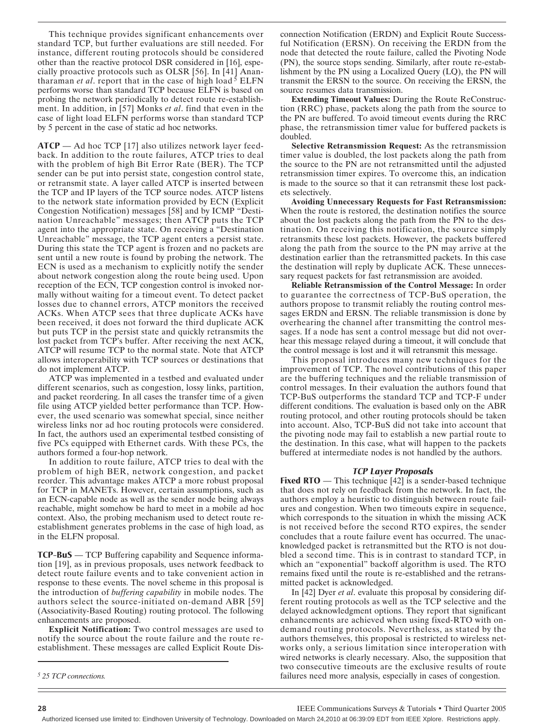This technique provides significant enhancements over standard TCP, but further evaluations are still needed. For instance, different routing protocols should be considered other than the reactive protocol DSR considered in [16], especially proactive protocols such as OLSR [56]. In [41] Anantharaman *et al*. report that in the case of high load[5] ELFN performs worse than standard TCP because ELFN is based on probing the network periodically to detect route re-establishment. In addition, in [57] Monks *et al*. find that even in the case of light load ELFN performs worse than standard TCP by 5 percent in the case of static ad hoc networks.

**ATCP** — Ad hoc TCP [17] also utilizes network layer feedback. In addition to the route failures, ATCP tries to deal with the problem of high Bit Error Rate (BER). The TCP sender can be put into persist state, congestion control state, or retransmit state. A layer called ATCP is inserted between the TCP and IP layers of the TCP source nodes. ATCP listens to the network state information provided by ECN (Explicit Congestion Notification) messages [58] and by ICMP "Destination Unreachable" messages; then ATCP puts the TCP agent into the appropriate state. On receiving a "Destination Unreachable" message, the TCP agent enters a persist state. During this state the TCP agent is frozen and no packets are sent until a new route is found by probing the network. The ECN is used as a mechanism to explicitly notify the sender about network congestion along the route being used. Upon reception of the ECN, TCP congestion control is invoked normally without waiting for a timeout event. To detect packet losses due to channel errors, ATCP monitors the received ACKs. When ATCP sees that three duplicate ACKs have been received, it does not forward the third duplicate ACK but puts TCP in the persist state and quickly retransmits the lost packet from TCP's buffer. After receiving the next ACK, ATCP will resume TCP to the normal state. Note that ATCP allows interoperability with TCP sources or destinations that do not implement ATCP.

ATCP was implemented in a testbed and evaluated under different scenarios, such as congestion, lossy links, partition, and packet reordering. In all cases the transfer time of a given file using ATCP yielded better performance than TCP. However, the used scenario was somewhat special, since neither wireless links nor ad hoc routing protocols were considered. In fact, the authors used an experimental testbed consisting of five PCs equipped with Ethernet cards. With these PCs, the authors formed a four-hop network.

In addition to route failure, ATCP tries to deal with the problem of high BER, network congestion, and packet reorder. This advantage makes ATCP a more robust proposal for TCP in MANETs. However, certain assumptions, such as an ECN-capable node as well as the sender node being always reachable, might somehow be hard to meet in a mobile ad hoc context. Also, the probing mechanism used to detect route re-establishment generates problems in the case of high load, as in the ELFN proposal.

**TCP-BuS** — TCP Buffering capability and Sequence information [19], as in previous proposals, uses network feedback to detect route failure events and to take convenient action in response to these events. The novel scheme in this proposal is the introduction of *buffering capability* in mobile nodes. The authors select the source-initiated on-demand ABR [59] (Associativity-Based Routing) routing protocol. The following enhancements are proposed.

**Explicit Notification:** Two control messages are used to notify the source about the route failure and the route re-establishment. These messages are called Explicit Route Disconnection Notification (ERDN) and Explicit Route Successful Notification (ERSN). On receiving the ERDN from the node that detected the route failure, called the Pivoting Node (PN), the source stops sending. Similarly, after route re-establishment by the PN using a Localized Query (LQ), the PN will transmit the ERSN to the source. On receiving the ERSN, the source resumes data transmission.

**Extending Timeout Values:** During the Route ReConstruction (RRC) phase, packets along the path from the source to the PN are buffered. To avoid timeout events during the RRC phase, the retransmission timer value for buffered packets is doubled.

**Selective Retransmission Request:** As the retransmission timer value is doubled, the lost packets along the path from the source to the PN are not retransmitted until the adjusted retransmission timer expires. To overcome this, an indication is made to the source so that it can retransmit these lost packets selectively.

**Avoiding Unnecessary Requests for Fast Retransmission:** When the route is restored, the destination notifies the source about the lost packets along the path from the PN to the destination. On receiving this notification, the source simply retransmits these lost packets. However, the packets buffered along the path from the source to the PN may arrive at the destination earlier than the retransmitted packets. In this case the destination will reply by duplicate ACK. These unnecessary request packets for fast retransmission are avoided.

**Reliable Retransmission of the Control Message:** In order to guarantee the correctness of TCP-BuS operation, the authors propose to transmit reliably the routing control messages ERDN and ERSN. The reliable transmission is done by overhearing the channel after transmitting the control messages. If a node has sent a control message but did not overhear this message relayed during a timeout, it will conclude that the control message is lost and it will retransmit this message.

This proposal introduces many new techniques for the improvement of TCP. The novel contributions of this paper are the buffering techniques and the reliable transmission of control messages. In their evaluation the authors found that TCP-BuS outperforms the standard TCP and TCP-F under different conditions. The evaluation is based only on the ABR routing protocol, and other routing protocols should be taken into account. Also, TCP-BuS did not take into account that the pivoting node may fail to establish a new partial route to the destination. In this case, what will happen to the packets buffered at intermediate nodes is not handled by the authors.

### *TCP Layer Proposals*

**Fixed RTO** — This technique [42] is a sender-based technique that does not rely on feedback from the network. In fact, the authors employ a heuristic to distinguish between route failures and congestion. When two timeouts expire in sequence, which corresponds to the situation in whixh the missing ACK is not received before the second RTO expires, the sender concludes that a route failure event has occurred. The unacknowledged packet is retransmitted but the RTO is not doubled a second time. This is in contrast to standard TCP, in which an "exponential" backoff algorithm is used. The RTO remains fixed until the route is re-established and the retransmitted packet is acknowledged.

In [42] Dyer *et al*. evaluate this proposal by considering different routing protocols as well as the TCP selective and the delayed acknowledgment options. They report that significant enhancements are achieved when using fixed-RTO with on-demand routing protocols. Nevertheless, as stated by the authors themselves, this proposal is restricted to wireless networks only, a serious limitation since interoperation with wired networks is clearly necessary. Also, the supposition that two consecutive timeouts are the exclusive results of route failures need more analysis, especially in cases of congestion.

[5] *25 TCP connections.*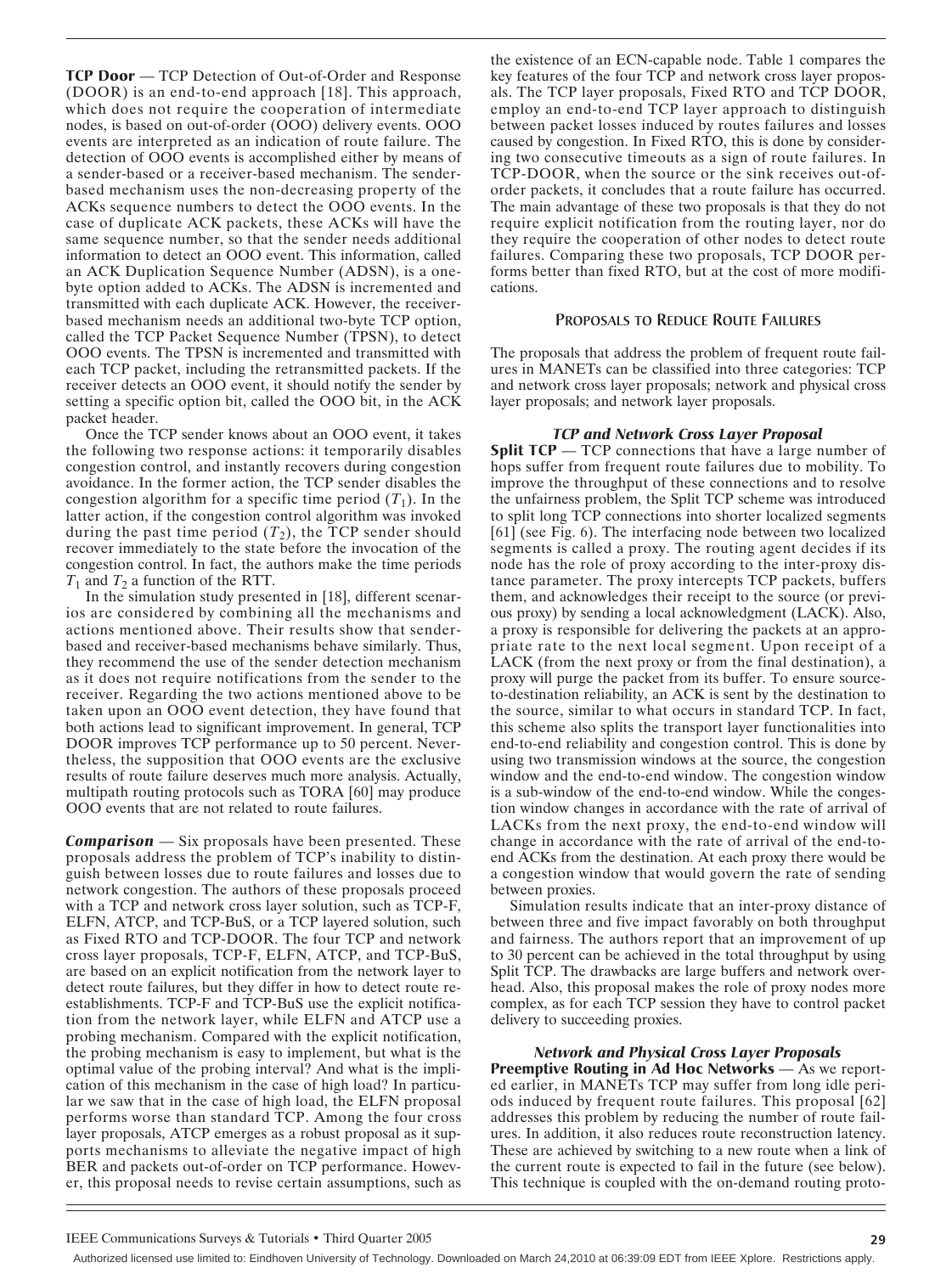**TCP Door** — TCP Detection of Out-of-Order and Response (DOOR) is an end-to-end approach [18]. This approach, which does not require the cooperation of intermediate nodes, is based on out-of-order (OOO) delivery events. OOO events are interpreted as an indication of route failure. The detection of OOO events is accomplished either by means of a sender-based or a receiver-based mechanism. The sender-based mechanism uses the non-decreasing property of the ACKs sequence numbers to detect the OOO events. In the case of duplicate ACK packets, these ACKs will have the same sequence number, so that the sender needs additional information to detect an OOO event. This information, called an ACK Duplication Sequence Number (ADSN), is a one-byte option added to ACKs. The ADSN is incremented and transmitted with each duplicate ACK. However, the receiver-based mechanism needs an additional two-byte TCP option, called the TCP Packet Sequence Number (TPSN), to detect OOO events. The TPSN is incremented and transmitted with each TCP packet, including the retransmitted packets. If the receiver detects an OOO event, it should notify the sender by setting a specific option bit, called the OOO bit, in the ACK packet header.

Once the TCP sender knows about an OOO event, it takes the following two response actions: it temporarily disables congestion control, and instantly recovers during congestion avoidance. In the former action, the TCP sender disables the congestion algorithm for a specific time period ($T_1$). In the latter action, if the congestion control algorithm was invoked during the past time period ($T_2$), the TCP sender should recover immediately to the state before the invocation of the congestion control. In fact, the authors make the time periods $T_1$ and $T_2$ a function of the RTT.

In the simulation study presented in [18], different scenarios are considered by combining all the mechanisms and actions mentioned above. Their results show that sender-based and receiver-based mechanisms behave similarly. Thus, they recommend the use of the sender detection mechanism as it does not require notifications from the sender to the receiver. Regarding the two actions mentioned above to be taken upon an OOO event detection, they have found that both actions lead to significant improvement. In general, TCP DOOR improves TCP performance up to 50 percent. Nevertheless, the supposition that OOO events are the exclusive results of route failure deserves much more analysis. Actually, multipath routing protocols such as TORA [60] may produce OOO events that are not related to route failures.

***Comparison*** — Six proposals have been presented. These proposals address the problem of TCP's inability to distinguish between losses due to route failures and losses due to network congestion. The authors of these proposals proceed with a TCP and network cross layer solution, such as TCP-F, ELFN, ATCP, and TCP-BuS, or a TCP layered solution, such as Fixed RTO and TCP-DOOR. The four TCP and network cross layer proposals, TCP-F, ELFN, ATCP, and TCP-BuS, are based on an explicit notification from the network layer to detect route failures, but they differ in how to detect route reestablishments. TCP-F and TCP-BuS use the explicit notification from the network layer, while ELFN and ATCP use a probing mechanism. Compared with the explicit notification, the probing mechanism is easy to implement, but what is the optimal value of the probing interval? And what is the implication of this mechanism in the case of high load? In particular we saw that in the case of high load, the ELFN proposal performs worse than standard TCP. Among the four cross layer proposals, ATCP emerges as a robust proposal as it supports mechanisms to alleviate the negative impact of high BER and packets out-of-order on TCP performance. However, this proposal needs to revise certain assumptions, such as the existence of an ECN-capable node. Table 1 compares the key features of the four TCP and network cross layer proposals. The TCP layer proposals, Fixed RTO and TCP DOOR, employ an end-to-end TCP layer approach to distinguish between packet losses induced by routes failures and losses caused by congestion. In Fixed RTO, this is done by considering two consecutive timeouts as a sign of route failures. In TCP-DOOR, when the source or the sink receives out-of-order packets, it concludes that a route failure has occurred. The main advantage of these two proposals is that they do not require explicit notification from the routing layer, nor do they require the cooperation of other nodes to detect route failures. Comparing these two proposals, TCP DOOR performs better than fixed RTO, but at the cost of more modifications.

## Proposals to Reduce Route Failures

The proposals that address the problem of frequent route failures in MANETs can be classified into three categories: TCP and network cross layer proposals; network and physical cross layer proposals; and network layer proposals.

### *TCP and Network Cross Layer Proposal*

**Split TCP** — TCP connections that have a large number of hops suffer from frequent route failures due to mobility. To improve the throughput of these connections and to resolve the unfairness problem, the Split TCP scheme was introduced to split long TCP connections into shorter localized segments [61] (see Fig. 6). The interfacing node between two localized segments is called a proxy. The routing agent decides if its node has the role of proxy according to the inter-proxy distance parameter. The proxy intercepts TCP packets, buffers them, and acknowledges their receipt to the source (or previous proxy) by sending a local acknowledgment (LACK). Also, a proxy is responsible for delivering the packets at an appropriate rate to the next local segment. Upon receipt of a LACK (from the next proxy or from the final destination), a proxy will purge the packet from its buffer. To ensure source-to-destination reliability, an ACK is sent by the destination to the source, similar to what occurs in standard TCP. In fact, this scheme also splits the transport layer functionalities into end-to-end reliability and congestion control. This is done by using two transmission windows at the source, the congestion window and the end-to-end window. The congestion window is a sub-window of the end-to-end window. While the congestion window changes in accordance with the rate of arrival of LACKs from the next proxy, the end-to-end window will change in accordance with the rate of arrival of the end-to-end ACKs from the destination. At each proxy there would be a congestion window that would govern the rate of sending between proxies.

Simulation results indicate that an inter-proxy distance of between three and five impact favorably on both throughput and fairness. The authors report that an improvement of up to 30 percent can be achieved in the total throughput by using Split TCP. The drawbacks are large buffers and network overhead. Also, this proposal makes the role of proxy nodes more complex, as for each TCP session they have to control packet delivery to succeeding proxies.

### *Network and Physical Cross Layer Proposals*

**Preemptive Routing in Ad Hoc Networks** — As we reported earlier, in MANETs TCP may suffer from long idle periods induced by frequent route failures. This proposal [62] addresses this problem by reducing the number of route failures. In addition, it also reduces route reconstruction latency. These are achieved by switching to a new route when a link of the current route is expected to fail in the future (see below). This technique is coupled with the on-demand routing proto-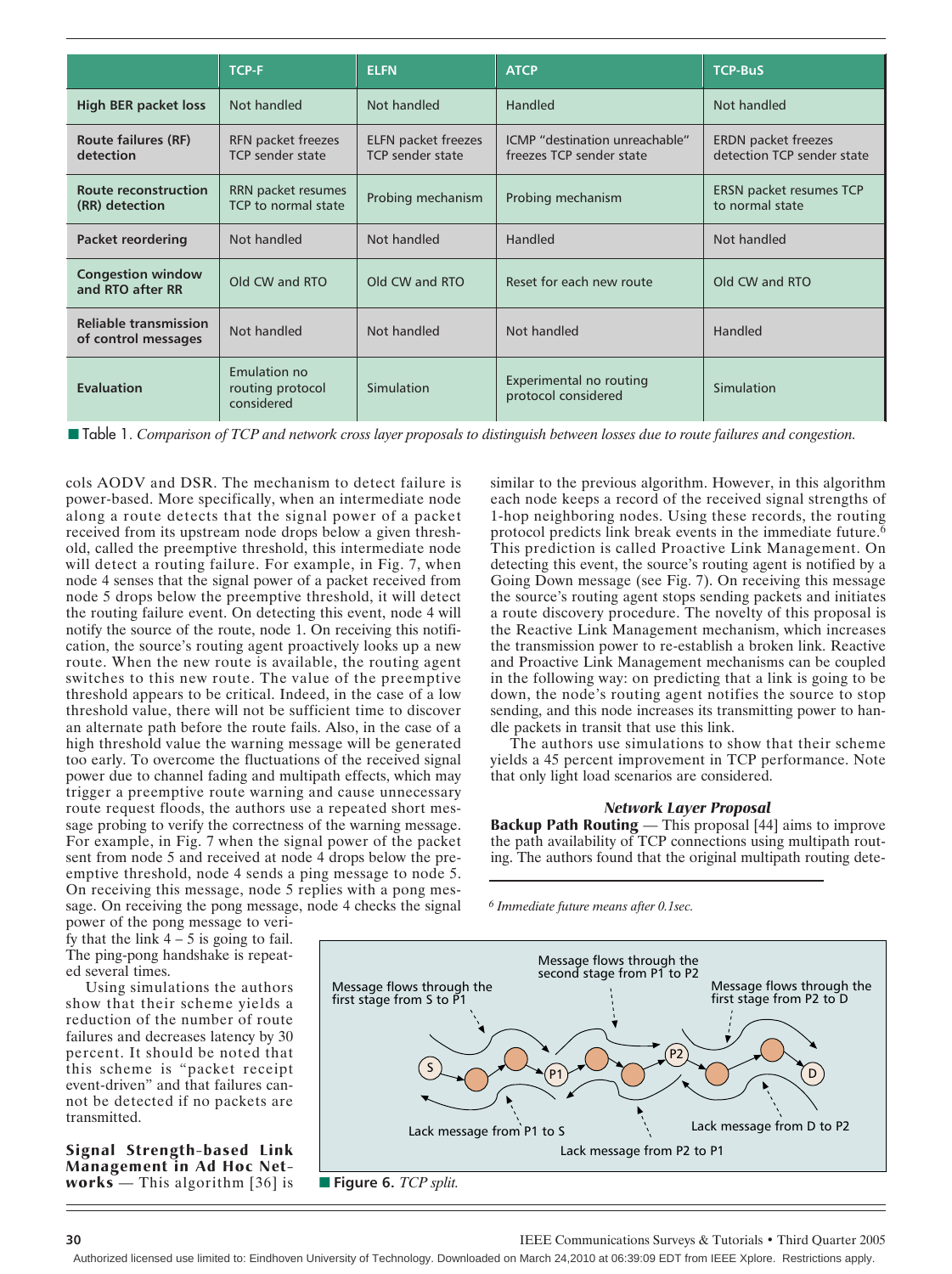| | TCP-F | ELFN | ATCP | TCP-BuS |
|---|---|---|---|---|
| High BER packet loss | Not handled | Not handled | Handled | Not handled |
| Route failures (RF) detection | RFN packet freezes TCP sender state | ELFN packet freezes TCP sender state | ICMP "destination unreachable" freezes TCP sender state | ERDN packet freezes detection TCP sender state |
| Route reconstruction (RR) detection | RRN packet resumes TCP to normal state | Probing mechanism | Probing mechanism | ERSN packet resumes TCP to normal state |
| Packet reordering | Not handled | Not handled | Handled | Not handled |
| Congestion window and RTO after RR | Old CW and RTO | Old CW and RTO | Reset for each new route | Old CW and RTO |
| Reliable transmission of control messages | Not handled | Not handled | Not handled | Handled |
| Evaluation | Emulation no routing protocol considered | Simulation | Experimental no routing protocol considered | Simulation |

■ Table 1. *Comparison of TCP and network cross layer proposals to distinguish between losses due to route failures and congestion.*

cols AODV and DSR. The mechanism to detect failure is power-based. More specifically, when an intermediate node along a route detects that the signal power of a packet received from its upstream node drops below a given threshold, called the preemptive threshold, this intermediate node will detect a routing failure. For example, in Fig. 7, when node 4 senses that the signal power of a packet received from node 5 drops below the preemptive threshold, it will detect the routing failure event. On detecting this event, node 4 will notify the source of the route, node 1. On receiving this notification, the source's routing agent proactively looks up a new route. When the new route is available, the routing agent switches to this new route. The value of the preemptive threshold appears to be critical. Indeed, in the case of a low threshold value, there will not be sufficient time to discover an alternate path before the route fails. Also, in the case of a high threshold value the warning message will be generated too early. To overcome the fluctuations of the received signal power due to channel fading and multipath effects, which may trigger a preemptive route warning and cause unnecessary route request floods, the authors use a repeated short message probing to verify the correctness of the warning message. For example, in Fig. 7 when the signal power of the packet sent from node 5 and received at node 4 drops below the preemptive threshold, node 4 sends a ping message to node 5. On receiving this message, node 5 replies with a pong message. On receiving the pong message, node 4 checks the signal power of the pong message to verify that the link 4 – 5 is going to fail. The ping-pong handshake is repeated several times.

Using simulations the authors show that their scheme yields a reduction of the number of route failures and decreases latency by 30 percent. It should be noted that this scheme is "packet receipt event-driven" and that failures cannot be detected if no packets are transmitted.

**Signal Strength-based Link Management in Ad Hoc Networks** — This algorithm [36] is similar to the previous algorithm. However, in this algorithm each node keeps a record of the received signal strengths of 1-hop neighboring nodes. Using these records, the routing protocol predicts link break events in the immediate future.[6] This prediction is called Proactive Link Management. On detecting this event, the source's routing agent is notified by a Going Down message (see Fig. 7). On receiving this message the source's routing agent stops sending packets and initiates a route discovery procedure. The novelty of this proposal is the Reactive Link Management mechanism, which increases the transmission power to re-establish a broken link. Reactive and Proactive Link Management mechanisms can be coupled in the following way: on predicting that a link is going to be down, the node's routing agent notifies the source to stop sending, and this node increases its transmitting power to handle packets in transit that use this link.

The authors use simulations to show that their scheme yields a 45 percent improvement in TCP performance. Note that only light load scenarios are considered.

### *Network Layer Proposal*

**Backup Path Routing** — This proposal [44] aims to improve the path availability of TCP connections using multipath routing. The authors found that the original multipath routing dete-

[6] *Immediate future means after 0.1sec.*

■ **Figure 6.** *TCP split.*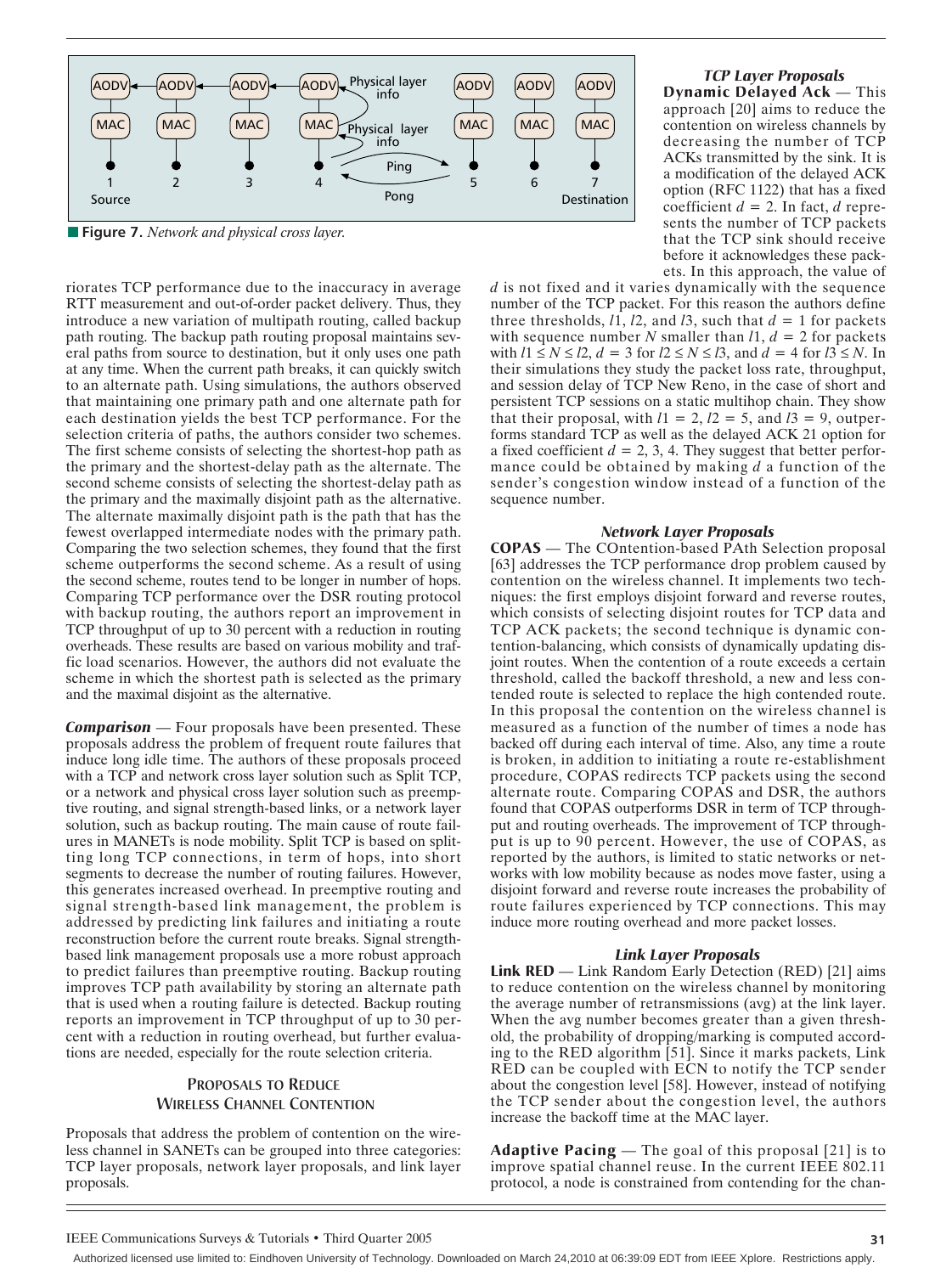**Figure 7.** *Network and physical cross layer.*

riorates TCP performance due to the inaccuracy in average RTT measurement and out-of-order packet delivery. Thus, they introduce a new variation of multipath routing, called backup path routing. The backup path routing proposal maintains several paths from source to destination, but it only uses one path at any time. When the current path breaks, it can quickly switch to an alternate path. Using simulations, the authors observed that maintaining one primary path and one alternate path for each destination yields the best TCP performance. For the selection criteria of paths, the authors consider two schemes. The first scheme consists of selecting the shortest-hop path as the primary and the shortest-delay path as the alternate. The second scheme consists of selecting the shortest-delay path as the primary and the maximally disjoint path as the alternative. The alternate maximally disjoint path is the path that has the fewest overlapped intermediate nodes with the primary path. Comparing the two selection schemes, they found that the first scheme outperforms the second scheme. As a result of using the second scheme, routes tend to be longer in number of hops. Comparing TCP performance over the DSR routing protocol with backup routing, the authors report an improvement in TCP throughput of up to 30 percent with a reduction in routing overheads. These results are based on various mobility and traffic load scenarios. However, the authors did not evaluate the scheme in which the shortest path is selected as the primary and the maximal disjoint as the alternative.

***Comparison*** — Four proposals have been presented. These proposals address the problem of frequent route failures that induce long idle time. The authors of these proposals proceed with a TCP and network cross layer solution such as Split TCP, or a network and physical cross layer solution such as preemptive routing, and signal strength-based links, or a network layer solution, such as backup routing. The main cause of route failures in MANETs is node mobility. Split TCP is based on splitting long TCP connections, in term of hops, into short segments to decrease the number of routing failures. However, this generates increased overhead. In preemptive routing and signal strength-based link management, the problem is addressed by predicting link failures and initiating a route reconstruction before the current route breaks. Signal strength-based link management proposals use a more robust approach to predict failures than preemptive routing. Backup routing improves TCP path availability by storing an alternate path that is used when a routing failure is detected. Backup routing reports an improvement in TCP throughput of up to 30 percent with a reduction in routing overhead, but further evaluations are needed, especially for the route selection criteria.

## PROPOSALS TO REDUCE WIRELESS CHANNEL CONTENTION

Proposals that address the problem of contention on the wireless channel in SANETs can be grouped into three categories: TCP layer proposals, network layer proposals, and link layer proposals.

### *TCP Layer Proposals*

**Dynamic Delayed Ack** — This approach [20] aims to reduce the contention on wireless channels by decreasing the number of TCP ACKs transmitted by the sink. It is a modification of the delayed ACK option (RFC 1122) that has a fixed coefficient $d = 2$. In fact, $d$ represents the number of TCP packets that the TCP sink should receive before it acknowledges these packets. In this approach, the value of $d$ is not fixed and it varies dynamically with the sequence number of the TCP packet. For this reason the authors define three thresholds, $l1$, $l2$, and $l3$, such that $d = 1$ for packets with sequence number $N$ smaller than $l1$, $d = 2$ for packets with $l1 \leq N \leq l2$, $d = 3$ for $l2 \leq N \leq l3$, and $d = 4$ for $l3 \leq N$. In their simulations they study the packet loss rate, throughput, and session delay of TCP New Reno, in the case of short and persistent TCP sessions on a static multihop chain. They show that their proposal, with $l1 = 2$, $l2 = 5$, and $l3 = 9$, outperforms standard TCP as well as the delayed ACK 21 option for a fixed coefficient $d = 2, 3, 4$. They suggest that better performance could be obtained by making $d$ a function of the sender's congestion window instead of a function of the sequence number.

### *Network Layer Proposals*

**COPAS** — The COntention-based PAth Selection proposal [63] addresses the TCP performance drop problem caused by contention on the wireless channel. It implements two techniques: the first employs disjoint forward and reverse routes, which consists of selecting disjoint routes for TCP data and TCP ACK packets; the second technique is dynamic contention-balancing, which consists of dynamically updating disjoint routes. When the contention of a route exceeds a certain threshold, called the backoff threshold, a new and less contended route is selected to replace the high contended route. In this proposal the contention on the wireless channel is measured as a function of the number of times a node has backed off during each interval of time. Also, any time a route is broken, in addition to initiating a route re-establishment procedure, COPAS redirects TCP packets using the second alternate route. Comparing COPAS and DSR, the authors found that COPAS outperforms DSR in term of TCP throughput and routing overheads. The improvement of TCP throughput is up to 90 percent. However, the use of COPAS, as reported by the authors, is limited to static networks or networks with low mobility because as nodes move faster, using a disjoint forward and reverse route increases the probability of route failures experienced by TCP connections. This may induce more routing overhead and more packet losses.

### *Link Layer Proposals*

**Link RED** — Link Random Early Detection (RED) [21] aims to reduce contention on the wireless channel by monitoring the average number of retransmissions (avg) at the link layer. When the avg number becomes greater than a given threshold, the probability of dropping/marking is computed according to the RED algorithm [51]. Since it marks packets, Link RED can be coupled with ECN to notify the TCP sender about the congestion level [58]. However, instead of notifying the TCP sender about the congestion level, the authors increase the backoff time at the MAC layer.

**Adaptive Pacing** — The goal of this proposal [21] is to improve spatial channel reuse. In the current IEEE 802.11 protocol, a node is constrained from contending for the chan-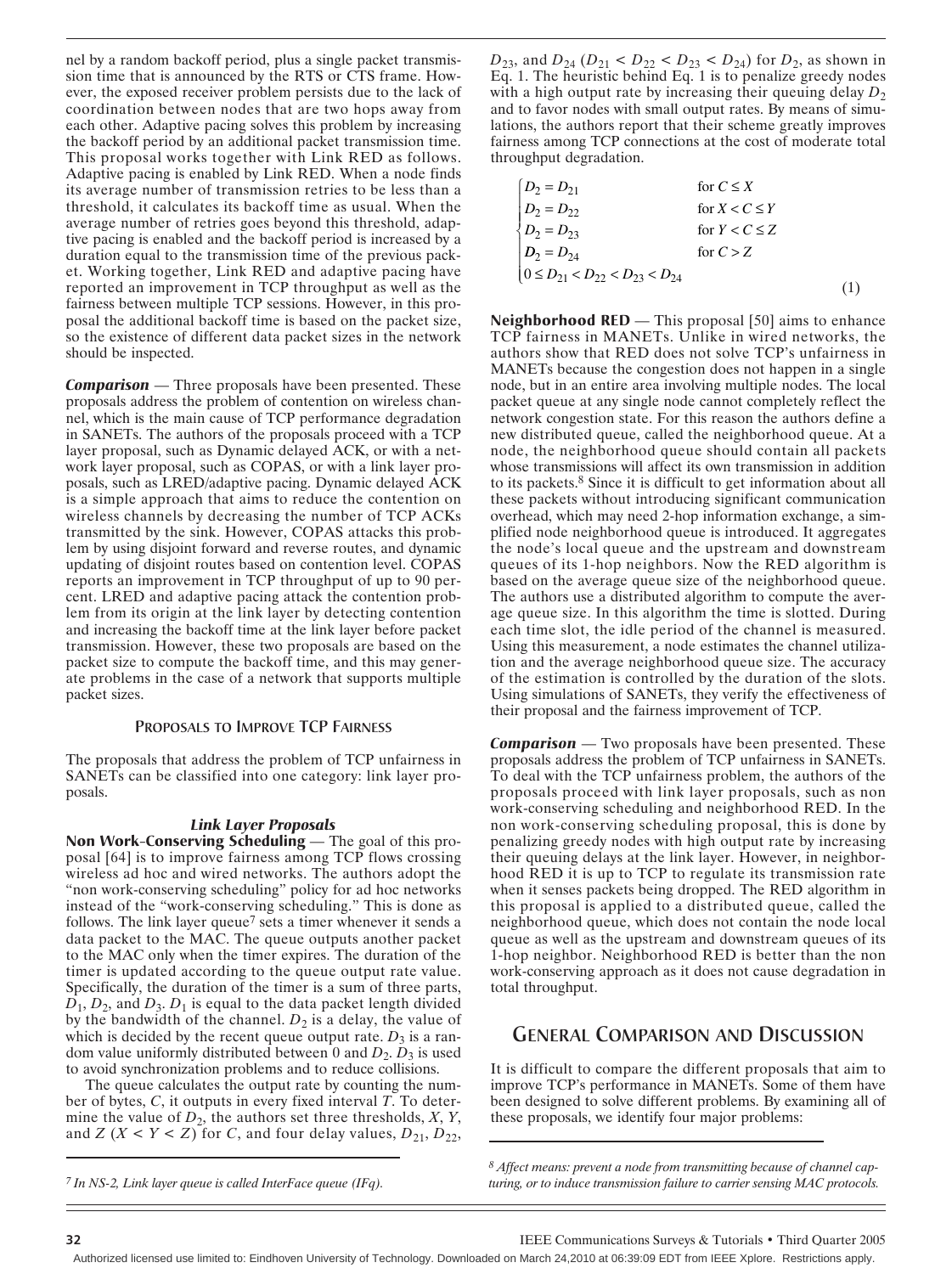nel by a random backoff period, plus a single packet transmission time that is announced by the RTS or CTS frame. However, the exposed receiver problem persists due to the lack of coordination between nodes that are two hops away from each other. Adaptive pacing solves this problem by increasing the backoff period by an additional packet transmission time. This proposal works together with Link RED as follows. Adaptive pacing is enabled by Link RED. When a node finds its average number of transmission retries to be less than a threshold, it calculates its backoff time as usual. When the average number of retries goes beyond this threshold, adaptive pacing is enabled and the backoff period is increased by a duration equal to the transmission time of the previous packet. Working together, Link RED and adaptive pacing have reported an improvement in TCP throughput as well as the fairness between multiple TCP sessions. However, in this proposal the additional backoff time is based on the packet size, so the existence of different data packet sizes in the network should be inspected.

***Comparison*** — Three proposals have been presented. These proposals address the problem of contention on wireless channel, which is the main cause of TCP performance degradation in SANETs. The authors of the proposals proceed with a TCP layer proposal, such as Dynamic delayed ACK, or with a network layer proposal, such as COPAS, or with a link layer proposals, such as LRED/adaptive pacing. Dynamic delayed ACK is a simple approach that aims to reduce the contention on wireless channels by decreasing the number of TCP ACKs transmitted by the sink. However, COPAS attacks this problem by using disjoint forward and reverse routes, and dynamic updating of disjoint routes based on contention level. COPAS reports an improvement in TCP throughput of up to 90 percent. LRED and adaptive pacing attack the contention problem from its origin at the link layer by detecting contention and increasing the backoff time at the link layer before packet transmission. However, these two proposals are based on the packet size to compute the backoff time, and this may generate problems in the case of a network that supports multiple packet sizes.

### Proposals to Improve TCP Fairness

The proposals that address the problem of TCP unfairness in SANETs can be classified into one category: link layer proposals.

#### *Link Layer Proposals*

**Non Work-Conserving Scheduling** — The goal of this proposal [64] is to improve fairness among TCP flows crossing wireless ad hoc and wired networks. The authors adopt the "non work-conserving scheduling" policy for ad hoc networks instead of the "work-conserving scheduling." This is done as follows. The link layer queue[7] sets a timer whenever it sends a data packet to the MAC. The queue outputs another packet to the MAC only when the timer expires. The duration of the timer is updated according to the queue output rate value. Specifically, the duration of the timer is a sum of three parts, $D_1$, $D_2$, and $D_3$. $D_1$ is equal to the data packet length divided by the bandwidth of the channel. $D_2$ is a delay, the value of which is decided by the recent queue output rate. $D_3$ is a random value uniformly distributed between 0 and $D_2$. $D_3$ is used to avoid synchronization problems and to reduce collisions.

The queue calculates the output rate by counting the number of bytes, $C$, it outputs in every fixed interval $T$. To determine the value of $D_2$, the authors set three thresholds, $X$, $Y$, and $Z$ ($X < Y < Z$) for $C$, and four delay values, $D_{21}$, $D_{22}$, $D_{23}$, and $D_{24}$ ($D_{21} < D_{22} < D_{23} < D_{24}$) for $D_2$, as shown in Eq. 1. The heuristic behind Eq. 1 is to penalize greedy nodes with a high output rate by increasing their queuing delay $D_2$ and to favor nodes with small output rates. By means of simulations, the authors report that their scheme greatly improves fairness among TCP connections at the cost of moderate total throughput degradation.

$$\begin{cases} D_2 = D_{21} & \text{for } C \le X \\ D_2 = D_{22} & \text{for } X < C \le Y \\ D_2 = D_{23} & \text{for } Y < C \le Z \\ D_2 = D_{24} & \text{for } C > Z \\ 0 \le D_{21} < D_{22} < D_{23} < D_{24} \end{cases} \quad (1)$$

**Neighborhood RED** — This proposal [50] aims to enhance TCP fairness in MANETs. Unlike in wired networks, the authors show that RED does not solve TCP's unfairness in MANETs because the congestion does not happen in a single node, but in an entire area involving multiple nodes. The local packet queue at any single node cannot completely reflect the network congestion state. For this reason the authors define a new distributed queue, called the neighborhood queue. At a node, the neighborhood queue should contain all packets whose transmissions will affect its own transmission in addition to its packets.[8] Since it is difficult to get information about all these packets without introducing significant communication overhead, which may need 2-hop information exchange, a simplified node neighborhood queue is introduced. It aggregates the node's local queue and the upstream and downstream queues of its 1-hop neighbors. Now the RED algorithm is based on the average queue size of the neighborhood queue. The authors use a distributed algorithm to compute the average queue size. In this algorithm the time is slotted. During each time slot, the idle period of the channel is measured. Using this measurement, a node estimates the channel utilization and the average neighborhood queue size. The accuracy of the estimation is controlled by the duration of the slots. Using simulations of SANETs, they verify the effectiveness of their proposal and the fairness improvement of TCP.

***Comparison*** — Two proposals have been presented. These proposals address the problem of TCP unfairness in SANETs. To deal with the TCP unfairness problem, the authors of the proposals proceed with link layer proposals, such as non work-conserving scheduling and neighborhood RED. In the non work-conserving scheduling proposal, this is done by penalizing greedy nodes with high output rate by increasing their queuing delays at the link layer. However, in neighborhood RED it is up to TCP to regulate its transmission rate when it senses packets being dropped. The RED algorithm in this proposal is applied to a distributed queue, called the neighborhood queue, which does not contain the node local queue as well as the upstream and downstream queues of its 1-hop neighbor. Neighborhood RED is better than the non work-conserving approach as it does not cause degradation in total throughput.

## General Comparison and Discussion

It is difficult to compare the different proposals that aim to improve TCP's performance in MANETs. Some of them have been designed to solve different problems. By examining all of these proposals, we identify four major problems:

---

[7] *In NS-2, Link layer queue is called InterFace queue (IFq).*

[8] *Affect means: prevent a node from transmitting because of channel capturing, or to induce transmission failure to carrier sensing MAC protocols.*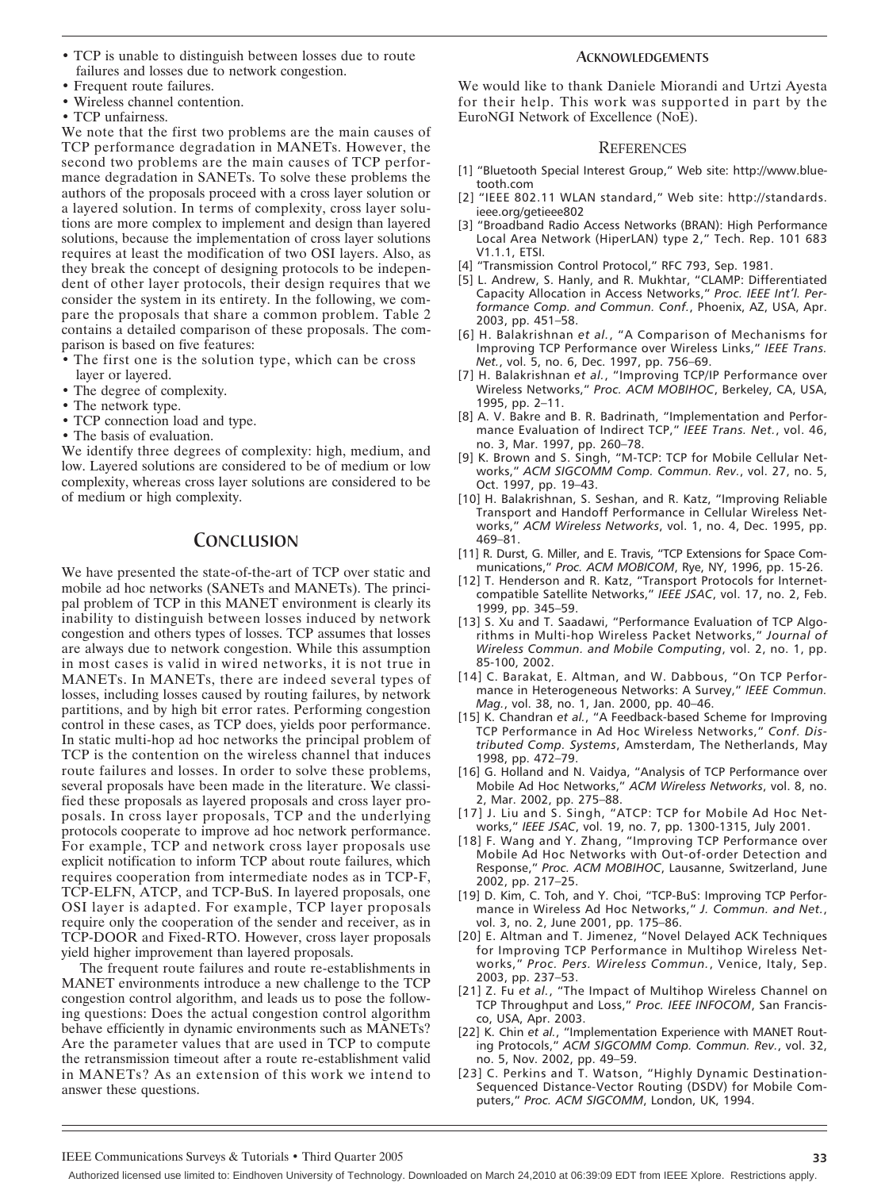- TCP is unable to distinguish between losses due to route failures and losses due to network congestion.
- Frequent route failures.
- Wireless channel contention.
- TCP unfairness.

We note that the first two problems are the main causes of TCP performance degradation in MANETs. However, the second two problems are the main causes of TCP performance degradation in SANETs. To solve these problems the authors of the proposals proceed with a cross layer solution or a layered solution. In terms of complexity, cross layer solutions are more complex to implement and design than layered solutions, because the implementation of cross layer solutions requires at least the modification of two OSI layers. Also, as they break the concept of designing protocols to be independent of other layer protocols, their design requires that we consider the system in its entirety. In the following, we compare the proposals that share a common problem. Table 2 contains a detailed comparison of these proposals. The comparison is based on five features:

- The first one is the solution type, which can be cross layer or layered.
- The degree of complexity.
- The network type.
- TCP connection load and type.
- The basis of evaluation.

We identify three degrees of complexity: high, medium, and low. Layered solutions are considered to be of medium or low complexity, whereas cross layer solutions are considered to be of medium or high complexity.

## Conclusion

We have presented the state-of-the-art of TCP over static and mobile ad hoc networks (SANETs and MANETs). The principal problem of TCP in this MANET environment is clearly its inability to distinguish between losses induced by network congestion and others types of losses. TCP assumes that losses are always due to network congestion. While this assumption in most cases is valid in wired networks, it is not true in MANETs. In MANETs, there are indeed several types of losses, including losses caused by routing failures, by network partitions, and by high bit error rates. Performing congestion control in these cases, as TCP does, yields poor performance. In static multi-hop ad hoc networks the principal problem of TCP is the contention on the wireless channel that induces route failures and losses. In order to solve these problems, several proposals have been made in the literature. We classified these proposals as layered proposals and cross layer proposals. In cross layer proposals, TCP and the underlying protocols cooperate to improve ad hoc network performance. For example, TCP and network cross layer proposals use explicit notification to inform TCP about route failures, which requires cooperation from intermediate nodes as in TCP-F, TCP-ELFN, ATCP, and TCP-BuS. In layered proposals, one OSI layer is adapted. For example, TCP layer proposals require only the cooperation of the sender and receiver, as in TCP-DOOR and Fixed-RTO. However, cross layer proposals yield higher improvement than layered proposals.

The frequent route failures and route re-establishments in MANET environments introduce a new challenge to the TCP congestion control algorithm, and leads us to pose the following questions: Does the actual congestion control algorithm behave efficiently in dynamic environments such as MANETs? Are the parameter values that are used in TCP to compute the retransmission timeout after a route re-establishment valid in MANETs? As an extension of this work we intend to answer these questions.

## Acknowledgements

We would like to thank Daniele Miorandi and Urtzi Ayesta for their help. This work was supported in part by the EuroNGI Network of Excellence (NoE).

## References

[1] "Bluetooth Special Interest Group," Web site: http://www.bluetooth.com

[2] "IEEE 802.11 WLAN standard," Web site: http://standards.ieee.org/getieee802

[3] "Broadband Radio Access Networks (BRAN): High Performance Local Area Network (HiperLAN) type 2," Tech. Rep. 101 683 V1.1.1, ETSI.

[4] "Transmission Control Protocol," RFC 793, Sep. 1981.

[5] L. Andrew, S. Hanly, and R. Mukhtar, "CLAMP: Differentiated Capacity Allocation in Access Networks," *Proc. IEEE Int'l. Performance Comp. and Commun. Conf.*, Phoenix, AZ, USA, Apr. 2003, pp. 451–58.

[6] H. Balakrishnan *et al.*, "A Comparison of Mechanisms for Improving TCP Performance over Wireless Links," *IEEE Trans. Net.*, vol. 5, no. 6, Dec. 1997, pp. 756–69.

[7] H. Balakrishnan *et al.*, "Improving TCP/IP Performance over Wireless Networks," *Proc. ACM MOBIHOC*, Berkeley, CA, USA, 1995, pp. 2–11.

[8] A. V. Bakre and B. R. Badrinath, "Implementation and Performance Evaluation of Indirect TCP," *IEEE Trans. Net.*, vol. 46, no. 3, Mar. 1997, pp. 260–78.

[9] K. Brown and S. Singh, "M-TCP: TCP for Mobile Cellular Networks," *ACM SIGCOMM Comp. Commun. Rev.*, vol. 27, no. 5, Oct. 1997, pp. 19–43.

[10] H. Balakrishnan, S. Seshan, and R. Katz, "Improving Reliable Transport and Handoff Performance in Cellular Wireless Networks," *ACM Wireless Networks*, vol. 1, no. 4, Dec. 1995, pp. 469–81.

[11] R. Durst, G. Miller, and E. Travis, "TCP Extensions for Space Communications," *Proc. ACM MOBICOM*, Rye, NY, 1996, pp. 15-26.

[12] T. Henderson and R. Katz, "Transport Protocols for Internet-compatible Satellite Networks," *IEEE JSAC*, vol. 17, no. 2, Feb. 1999, pp. 345–59.

[13] S. Xu and T. Saadawi, "Performance Evaluation of TCP Algorithms in Multi-hop Wireless Packet Networks," *Journal of Wireless Commun. and Mobile Computing*, vol. 2, no. 1, pp. 85-100, 2002.

[14] C. Barakat, E. Altman, and W. Dabbous, "On TCP Performance in Heterogeneous Networks: A Survey," *IEEE Commun. Mag.*, vol. 38, no. 1, Jan. 2000, pp. 40–46.

[15] K. Chandran *et al.*, "A Feedback-based Scheme for Improving TCP Performance in Ad Hoc Wireless Networks," *Conf. Distributed Comp. Systems*, Amsterdam, The Netherlands, May 1998, pp. 472–79.

[16] G. Holland and N. Vaidya, "Analysis of TCP Performance over Mobile Ad Hoc Networks," *ACM Wireless Networks*, vol. 8, no. 2, Mar. 2002, pp. 275–88.

[17] J. Liu and S. Singh, "ATCP: TCP for Mobile Ad Hoc Networks," *IEEE JSAC*, vol. 19, no. 7, pp. 1300-1315, July 2001.

[18] F. Wang and Y. Zhang, "Improving TCP Performance over Mobile Ad Hoc Networks with Out-of-order Detection and Response," *Proc. ACM MOBIHOC*, Lausanne, Switzerland, June 2002, pp. 217–25.

[19] D. Kim, C. Toh, and Y. Choi, "TCP-BuS: Improving TCP Performance in Wireless Ad Hoc Networks," *J. Commun. and Net.*, vol. 3, no. 2, June 2001, pp. 175–86.

[20] E. Altman and T. Jimenez, "Novel Delayed ACK Techniques for Improving TCP Performance in Multihop Wireless Networks," *Proc. Pers. Wireless Commun.*, Venice, Italy, Sep. 2003, pp. 237–53.

[21] Z. Fu *et al.*, "The Impact of Multihop Wireless Channel on TCP Throughput and Loss," *Proc. IEEE INFOCOM*, San Francisco, USA, Apr. 2003.

[22] K. Chin *et al.*, "Implementation Experience with MANET Routing Protocols," *ACM SIGCOMM Comp. Commun. Rev.*, vol. 32, no. 5, Nov. 2002, pp. 49–59.

[23] C. Perkins and T. Watson, "Highly Dynamic Destination-Sequenced Distance-Vector Routing (DSDV) for Mobile Computers," *Proc. ACM SIGCOMM*, London, UK, 1994.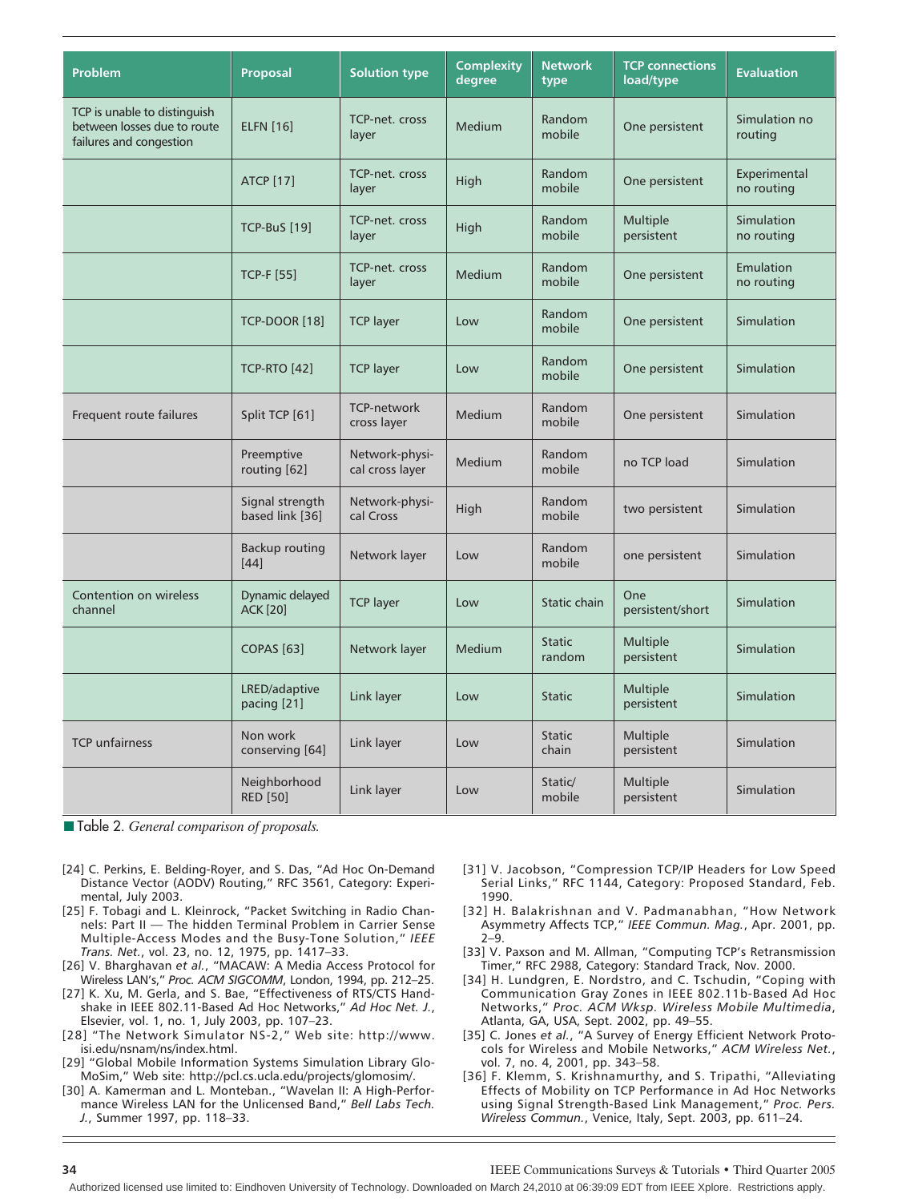| Problem | Proposal | Solution type | Complexity degree | Network type | TCP connections load/type | Evaluation |
|---|---|---|---|---|---|---|
| TCP is unable to distinguish between losses due to route failures and congestion | ELFN [16] | TCP-net. cross layer | Medium | Random mobile | One persistent | Simulation no routing |
| | ATCP [17] | TCP-net. cross layer | High | Random mobile | One persistent | Experimental no routing |
| | TCP-BuS [19] | TCP-net. cross layer | High | Random mobile | Multiple persistent | Simulation no routing |
| | TCP-F [55] | TCP-net. cross layer | Medium | Random mobile | One persistent | Emulation no routing |
| | TCP-DOOR [18] | TCP layer | Low | Random mobile | One persistent | Simulation |
| | TCP-RTO [42] | TCP layer | Low | Random mobile | One persistent | Simulation |
| Frequent route failures | Split TCP [61] | TCP-network cross layer | Medium | Random mobile | One persistent | Simulation |
| | Preemptive routing [62] | Network-physical cross layer | Medium | Random mobile | no TCP load | Simulation |
| | Signal strength based link [36] | Network-physical Cross | High | Random mobile | two persistent | Simulation |
| | Backup routing [44] | Network layer | Low | Random mobile | one persistent | Simulation |
| Contention on wireless channel | Dynamic delayed ACK [20] | TCP layer | Low | Static chain | One persistent/short | Simulation |
| | COPAS [63] | Network layer | Medium | Static random | Multiple persistent | Simulation |
| | LRED/adaptive pacing [21] | Link layer | Low | Static | Multiple persistent | Simulation |
| TCP unfairness | Non work conserving [64] | Link layer | Low | Static chain | Multiple persistent | Simulation |
| | Neighborhood RED [50] | Link layer | Low | Static/ mobile | Multiple persistent | Simulation |

Table 2. *General comparison of proposals.*

[24] C. Perkins, E. Belding-Royer, and S. Das, "Ad Hoc On-Demand Distance Vector (AODV) Routing," RFC 3561, Category: Experimental, July 2003.

[25] F. Tobagi and L. Kleinrock, "Packet Switching in Radio Channels: Part II — The hidden Terminal Problem in Carrier Sense Multiple-Access Modes and the Busy-Tone Solution," *IEEE Trans. Net.*, vol. 23, no. 12, 1975, pp. 1417–33.

[26] V. Bharghavan *et al.*, "MACAW: A Media Access Protocol for Wireless LAN's," *Proc. ACM SIGCOMM*, London, 1994, pp. 212–25.

[27] K. Xu, M. Gerla, and S. Bae, "Effectiveness of RTS/CTS Handshake in IEEE 802.11-Based Ad Hoc Networks," *Ad Hoc Net. J.*, Elsevier, vol. 1, no. 1, July 2003, pp. 107–23.

[28] "The Network Simulator NS-2," Web site: http://www.isi.edu/nsnam/ns/index.html.

[29] "Global Mobile Information Systems Simulation Library GloMoSim," Web site: http://pcl.cs.ucla.edu/projects/glomosim/.

[30] A. Kamerman and L. Monteban., "Wavelan II: A High-Performance Wireless LAN for the Unlicensed Band," *Bell Labs Tech. J.*, Summer 1997, pp. 118–33.

[31] V. Jacobson, "Compression TCP/IP Headers for Low Speed Serial Links," RFC 1144, Category: Proposed Standard, Feb. 1990.

[32] H. Balakrishnan and V. Padmanabhan, "How Network Asymmetry Affects TCP," *IEEE Commun. Mag.*, Apr. 2001, pp. 2–9.

[33] V. Paxson and M. Allman, "Computing TCP's Retransmission Timer," RFC 2988, Category: Standard Track, Nov. 2000.

[34] H. Lundgren, E. Nordstro, and C. Tschudin, "Coping with Communication Gray Zones in IEEE 802.11b-Based Ad Hoc Networks," *Proc. ACM Wksp. Wireless Mobile Multimedia*, Atlanta, GA, USA, Sept. 2002, pp. 49–55.

[35] C. Jones *et al.*, "A Survey of Energy Efficient Network Protocols for Wireless and Mobile Networks," *ACM Wireless Net.*, vol. 7, no. 4, 2001, pp. 343–58.

[36] F. Klemm, S. Krishnamurthy, and S. Tripathi, "Alleviating Effects of Mobility on TCP Performance in Ad Hoc Networks using Signal Strength-Based Link Management," *Proc. Pers. Wireless Commun.*, Venice, Italy, Sept. 2003, pp. 611–24.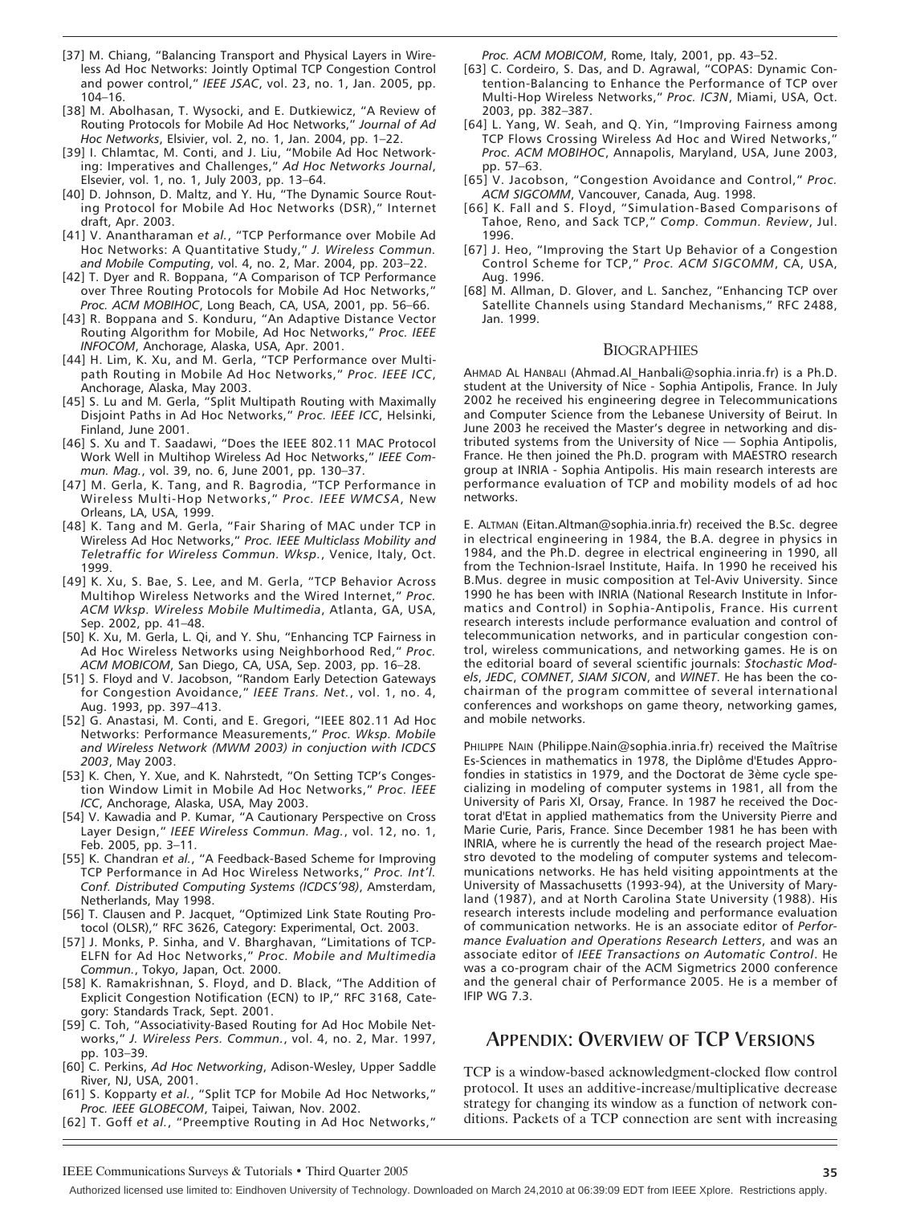[37] M. Chiang, "Balancing Transport and Physical Layers in Wireless Ad Hoc Networks: Jointly Optimal TCP Congestion Control and power control," *IEEE JSAC*, vol. 23, no. 1, Jan. 2005, pp. 104–16.

[38] M. Abolhasan, T. Wysocki, and E. Dutkiewicz, "A Review of Routing Protocols for Mobile Ad Hoc Networks," *Journal of Ad Hoc Networks*, Elsivier, vol. 2, no. 1, Jan. 2004, pp. 1–22.

[39] I. Chlamtac, M. Conti, and J. Liu, "Mobile Ad Hoc Networking: Imperatives and Challenges," *Ad Hoc Networks Journal*, Elsevier, vol. 1, no. 1, July 2003, pp. 13–64.

[40] D. Johnson, D. Maltz, and Y. Hu, "The Dynamic Source Routing Protocol for Mobile Ad Hoc Networks (DSR)," Internet draft, Apr. 2003.

[41] V. Anantharaman *et al.*, "TCP Performance over Mobile Ad Hoc Networks: A Quantitative Study," *J. Wireless Commun. and Mobile Computing*, vol. 4, no. 2, Mar. 2004, pp. 203–22.

[42] T. Dyer and R. Boppana, "A Comparison of TCP Performance over Three Routing Protocols for Mobile Ad Hoc Networks," *Proc. ACM MOBIHOC*, Long Beach, CA, USA, 2001, pp. 56–66.

[43] R. Boppana and S. Konduru, "An Adaptive Distance Vector Routing Algorithm for Mobile, Ad Hoc Networks," *Proc. IEEE INFOCOM*, Anchorage, Alaska, USA, Apr. 2001.

[44] H. Lim, K. Xu, and M. Gerla, "TCP Performance over Multipath Routing in Mobile Ad Hoc Networks," *Proc. IEEE ICC*, Anchorage, Alaska, May 2003.

[45] S. Lu and M. Gerla, "Split Multipath Routing with Maximally Disjoint Paths in Ad Hoc Networks," *Proc. IEEE ICC*, Helsinki, Finland, June 2001.

[46] S. Xu and T. Saadawi, "Does the IEEE 802.11 MAC Protocol Work Well in Multihop Wireless Ad Hoc Networks," *IEEE Commun. Mag.*, vol. 39, no. 6, June 2001, pp. 130–37.

[47] M. Gerla, K. Tang, and R. Bagrodia, "TCP Performance in Wireless Multi-Hop Networks," *Proc. IEEE WMCSA*, New Orleans, LA, USA, 1999.

[48] K. Tang and M. Gerla, "Fair Sharing of MAC under TCP in Wireless Ad Hoc Networks," *Proc. IEEE Multiclass Mobility and Teletraffic for Wireless Commun. Wksp.*, Venice, Italy, Oct. 1999.

[49] K. Xu, S. Bae, S. Lee, and M. Gerla, "TCP Behavior Across Multihop Wireless Networks and the Wired Internet," *Proc. ACM Wksp. Wireless Mobile Multimedia*, Atlanta, GA, USA, Sep. 2002, pp. 41–48.

[50] K. Xu, M. Gerla, L. Qi, and Y. Shu, "Enhancing TCP Fairness in Ad Hoc Wireless Networks using Neighborhood Red," *Proc. ACM MOBICOM*, San Diego, CA, USA, Sep. 2003, pp. 16–28.

[51] S. Floyd and V. Jacobson, "Random Early Detection Gateways for Congestion Avoidance," *IEEE Trans. Net.*, vol. 1, no. 4, Aug. 1993, pp. 397–413.

[52] G. Anastasi, M. Conti, and E. Gregori, "IEEE 802.11 Ad Hoc Networks: Performance Measurements," *Proc. Wksp. Mobile and Wireless Network (MWM 2003) in conjuction with ICDCS 2003*, May 2003.

[53] K. Chen, Y. Xue, and K. Nahrstedt, "On Setting TCP's Congestion Window Limit in Mobile Ad Hoc Networks," *Proc. IEEE ICC*, Anchorage, Alaska, USA, May 2003.

[54] V. Kawadia and P. Kumar, "A Cautionary Perspective on Cross Layer Design," *IEEE Wireless Commun. Mag.*, vol. 12, no. 1, Feb. 2005, pp. 3–11.

[55] K. Chandran *et al.*, "A Feedback-Based Scheme for Improving TCP Performance in Ad Hoc Wireless Networks," *Proc. Int'l. Conf. Distributed Computing Systems (ICDCS'98)*, Amsterdam, Netherlands, May 1998.

[56] T. Clausen and P. Jacquet, "Optimized Link State Routing Protocol (OLSR)," RFC 3626, Category: Experimental, Oct. 2003.

[57] J. Monks, P. Sinha, and V. Bharghavan, "Limitations of TCP-ELFN for Ad Hoc Networks," *Proc. Mobile and Multimedia Commun.*, Tokyo, Japan, Oct. 2000.

[58] K. Ramakrishnan, S. Floyd, and D. Black, "The Addition of Explicit Congestion Notification (ECN) to IP," RFC 3168, Category: Standards Track, Sept. 2001.

[59] C. Toh, "Associativity-Based Routing for Ad Hoc Mobile Networks," *J. Wireless Pers. Commun.*, vol. 4, no. 2, Mar. 1997, pp. 103–39.

[60] C. Perkins, *Ad Hoc Networking*, Adison-Wesley, Upper Saddle River, NJ, USA, 2001.

[61] S. Kopparty *et al.*, "Split TCP for Mobile Ad Hoc Networks," *Proc. IEEE GLOBECOM*, Taipei, Taiwan, Nov. 2002.

[62] T. Goff *et al.*, "Preemptive Routing in Ad Hoc Networks," *Proc. ACM MOBICOM*, Rome, Italy, 2001, pp. 43–52.

[63] C. Cordeiro, S. Das, and D. Agrawal, "COPAS: Dynamic Contention-Balancing to Enhance the Performance of TCP over Multi-Hop Wireless Networks," *Proc. IC3N*, Miami, USA, Oct. 2003, pp. 382–387.

[64] L. Yang, W. Seah, and Q. Yin, "Improving Fairness among TCP Flows Crossing Wireless Ad Hoc and Wired Networks," *Proc. ACM MOBIHOC*, Annapolis, Maryland, USA, June 2003, pp. 57–63.

[65] V. Jacobson, "Congestion Avoidance and Control," *Proc. ACM SIGCOMM*, Vancouver, Canada, Aug. 1998.

[66] K. Fall and S. Floyd, "Simulation-Based Comparisons of Tahoe, Reno, and Sack TCP," *Comp. Commun. Review*, Jul. 1996.

[67] J. Heo, "Improving the Start Up Behavior of a Congestion Control Scheme for TCP," *Proc. ACM SIGCOMM*, CA, USA, Aug. 1996.

[68] M. Allman, D. Glover, and L. Sanchez, "Enhancing TCP over Satellite Channels using Standard Mechanisms," RFC 2488, Jan. 1999.

## Biographies

AHMAD AL HANBALI (Ahmad.Al_Hanbali@sophia.inria.fr) is a Ph.D. student at the University of Nice - Sophia Antipolis, France. In July 2002 he received his engineering degree in Telecommunications and Computer Science from the Lebanese University of Beirut. In June 2003 he received the Master's degree in networking and distributed systems from the University of Nice — Sophia Antipolis, France. He then joined the Ph.D. program with MAESTRO research group at INRIA - Sophia Antipolis. His main research interests are performance evaluation of TCP and mobility models of ad hoc networks.

E. ALTMAN (Eitan.Altman@sophia.inria.fr) received the B.Sc. degree in electrical engineering in 1984, the B.A. degree in physics in 1984, and the Ph.D. degree in electrical engineering in 1990, all from the Technion-Israel Institute, Haifa. In 1990 he received his B.Mus. degree in music composition at Tel-Aviv University. Since 1990 he has been with INRIA (National Research Institute in Informatics and Control) in Sophia-Antipolis, France. His current research interests include performance evaluation and control of telecommunication networks, and in particular congestion control, wireless communications, and networking games. He is on the editorial board of several scientific journals: *Stochastic Models*, *JEDC*, *COMNET*, *SIAM SICON*, and *WINET*. He has been the co-chairman of the program committee of several international conferences and workshops on game theory, networking games, and mobile networks.

PHILIPPE NAIN (Philippe.Nain@sophia.inria.fr) received the Maîtrise Es-Sciences in mathematics in 1978, the Diplôme d'Etudes Approfondies in statistics in 1979, and the Doctorat de 3ème cycle specializing in modeling of computer systems in 1981, all from the University of Paris XI, Orsay, France. In 1987 he received the Doctorat d'Etat in applied mathematics from the University Pierre and Marie Curie, Paris, France. Since December 1981 he has been with INRIA, where he is currently the head of the research project Maestro devoted to the modeling of computer systems and telecommunications networks. He has held visiting appointments at the University of Massachusetts (1993-94), at the University of Maryland (1987), and at North Carolina State University (1988). His research interests include modeling and performance evaluation of communication networks. He is an associate editor of *Performance Evaluation and Operations Research Letters*, and was an associate editor of *IEEE Transactions on Automatic Control*. He was a co-program chair of the ACM Sigmetrics 2000 conference and the general chair of Performance 2005. He is a member of IFIP WG 7.3.

## Appendix: Overview of TCP Versions

TCP is a window-based acknowledgment-clocked flow control protocol. It uses an additive-increase/multiplicative decrease strategy for changing its window as a function of network conditions. Packets of a TCP connection are sent with increasing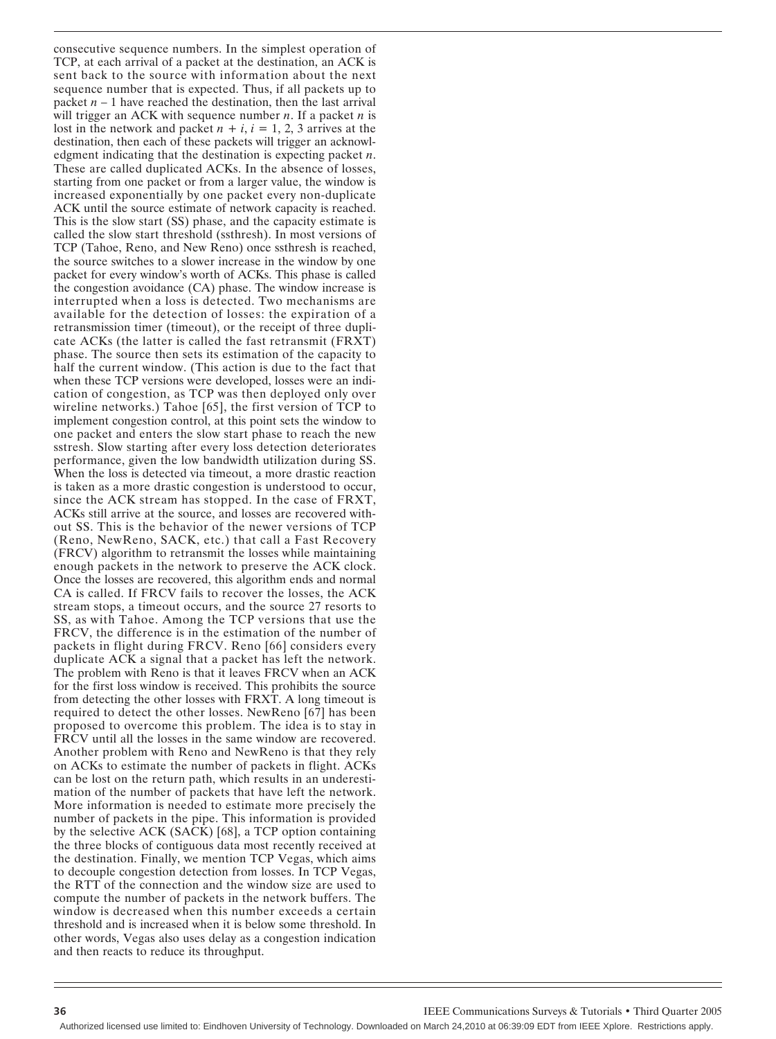consecutive sequence numbers. In the simplest operation of TCP, at each arrival of a packet at the destination, an ACK is sent back to the source with information about the next sequence number that is expected. Thus, if all packets up to packet $n - 1$ have reached the destination, then the last arrival will trigger an ACK with sequence number $n$. If a packet $n$ is lost in the network and packet $n + i$, $i = 1, 2, 3$ arrives at the destination, then each of these packets will trigger an acknowledgment indicating that the destination is expecting packet $n$. These are called duplicated ACKs. In the absence of losses, starting from one packet or from a larger value, the window is increased exponentially by one packet every non-duplicate ACK until the source estimate of network capacity is reached. This is the slow start (SS) phase, and the capacity estimate is called the slow start threshold (ssthresh). In most versions of TCP (Tahoe, Reno, and New Reno) once ssthresh is reached, the source switches to a slower increase in the window by one packet for every window's worth of ACKs. This phase is called the congestion avoidance (CA) phase. The window increase is interrupted when a loss is detected. Two mechanisms are available for the detection of losses: the expiration of a retransmission timer (timeout), or the receipt of three duplicate ACKs (the latter is called the fast retransmit (FRXT) phase. The source then sets its estimation of the capacity to half the current window. (This action is due to the fact that when these TCP versions were developed, losses were an indication of congestion, as TCP was then deployed only over wireline networks.) Tahoe [65], the first version of TCP to implement congestion control, at this point sets the window to one packet and enters the slow start phase to reach the new sstresh. Slow starting after every loss detection deteriorates performance, given the low bandwidth utilization during SS. When the loss is detected via timeout, a more drastic reaction is taken as a more drastic congestion is understood to occur, since the ACK stream has stopped. In the case of FRXT, ACKs still arrive at the source, and losses are recovered without SS. This is the behavior of the newer versions of TCP (Reno, NewReno, SACK, etc.) that call a Fast Recovery (FRCV) algorithm to retransmit the losses while maintaining enough packets in the network to preserve the ACK clock. Once the losses are recovered, this algorithm ends and normal CA is called. If FRCV fails to recover the losses, the ACK stream stops, a timeout occurs, and the source 27 resorts to SS, as with Tahoe. Among the TCP versions that use the FRCV, the difference is in the estimation of the number of packets in flight during FRCV. Reno [66] considers every duplicate ACK a signal that a packet has left the network. The problem with Reno is that it leaves FRCV when an ACK for the first loss window is received. This prohibits the source from detecting the other losses with FRXT. A long timeout is required to detect the other losses. NewReno [67] has been proposed to overcome this problem. The idea is to stay in FRCV until all the losses in the same window are recovered. Another problem with Reno and NewReno is that they rely on ACKs to estimate the number of packets in flight. ACKs can be lost on the return path, which results in an underestimation of the number of packets that have left the network. More information is needed to estimate more precisely the number of packets in the pipe. This information is provided by the selective ACK (SACK) [68], a TCP option containing the three blocks of contiguous data most recently received at the destination. Finally, we mention TCP Vegas, which aims to decouple congestion detection from losses. In TCP Vegas, the RTT of the connection and the window size are used to compute the number of packets in the network buffers. The window is decreased when this number exceeds a certain threshold and is increased when it is below some threshold. In other words, Vegas also uses delay as a congestion indication and then reacts to reduce its throughput.